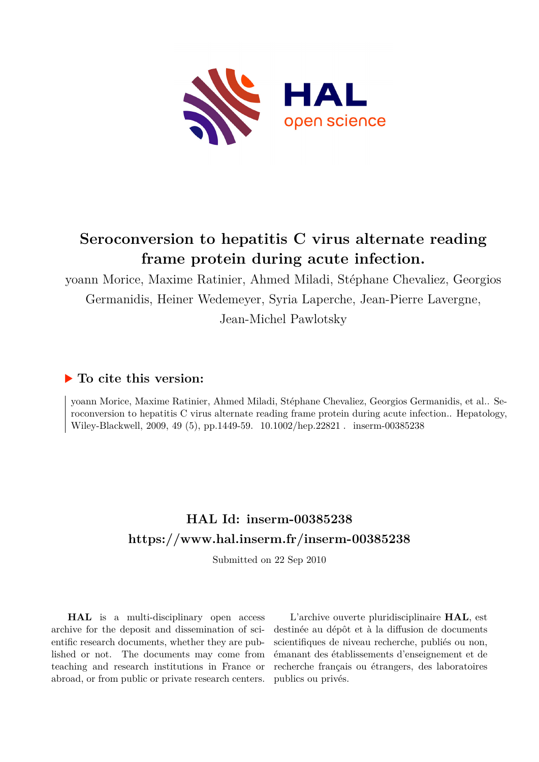# Seroconversion to hepatitis C virus alternate reading frame protein during acute infection.

yoann Morice, Maxime Ratinier, Ahmed Miladi, Stéphane Chevaliez, Georgios Germanidis, Heiner Wedemeyer, Syria Laperche, Jean-Pierre Lavergne, Jean-Michel Pawlotsky

## ▶ To cite this version:

yoann Morice, Maxime Ratinier, Ahmed Miladi, Stéphane Chevaliez, Georgios Germanidis, et al.. Seroconversion to hepatitis C virus alternate reading frame protein during acute infection.. Hepatology, Wiley-Blackwell, 2009, 49 (5), pp.1449-59. 10.1002/hep.22821. inserm-00385238

## HAL Id: inserm-00385238
## https://www.hal.inserm.fr/inserm-00385238

Submitted on 22 Sep 2010

**HAL** is a multi-disciplinary open access archive for the deposit and dissemination of scientific research documents, whether they are published or not. The documents may come from teaching and research institutions in France or abroad, or from public or private research centers.

L'archive ouverte pluridisciplinaire **HAL**, est destinée au dépôt et à la diffusion de documents scientifiques de niveau recherche, publiés ou non, émanant des établissements d'enseignement et de recherche français ou étrangers, des laboratoires publics ou privés.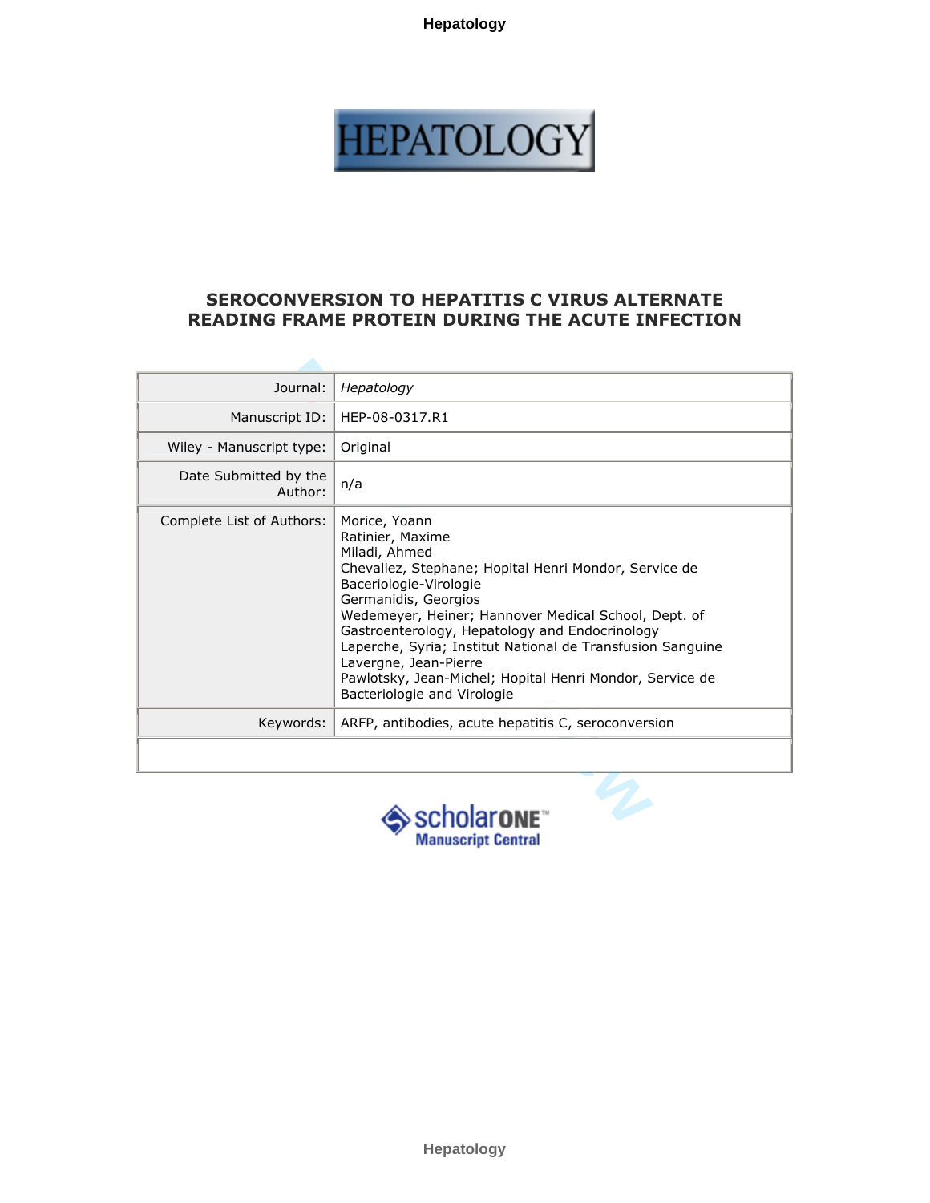# SEROCONVERSION TO HEPATITIS C VIRUS ALTERNATE READING FRAME PROTEIN DURING THE ACUTE INFECTION

| | |
|---|---|
| Journal: | *Hepatology* |
| Manuscript ID: | HEP-08-0317.R1 |
| Wiley - Manuscript type: | Original |
| Date Submitted by the Author: | n/a |
| Complete List of Authors: | Morice, Yoann<br>Ratinier, Maxime<br>Miladi, Ahmed<br>Chevaliez, Stephane; Hopital Henri Mondor, Service de Baceriologie-Virologie<br>Germanidis, Georgios<br>Wedemeyer, Heiner; Hannover Medical School, Dept. of Gastroenterology, Hepatology and Endocrinology<br>Laperche, Syria; Institut National de Transfusion Sanguine<br>Lavergne, Jean-Pierre<br>Pawlotsky, Jean-Michel; Hopital Henri Mondor, Service de Bacteriologie and Virologie |
| Keywords: | ARFP, antibodies, acute hepatitis C, seroconversion |
| | |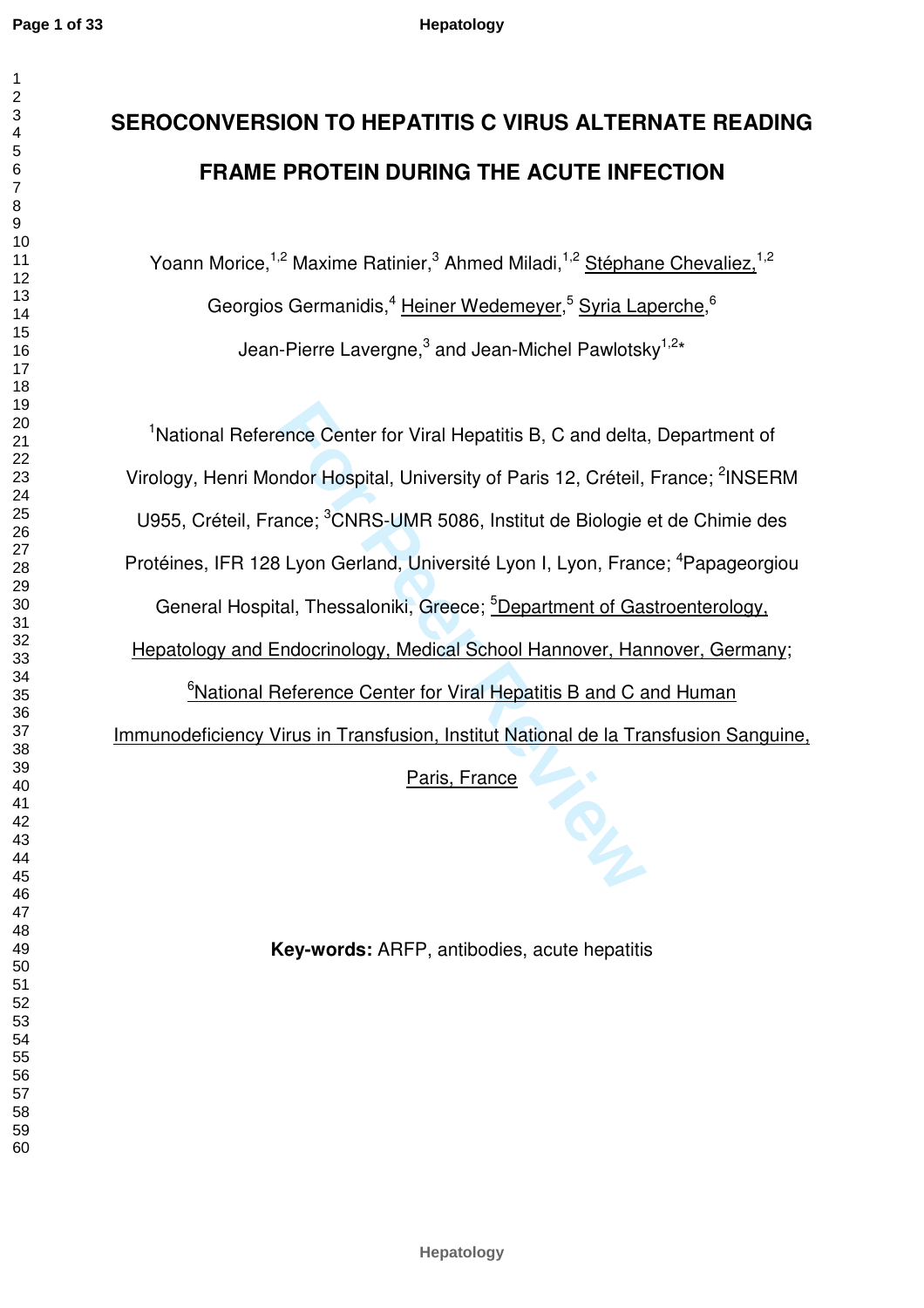# SEROCONVERSION TO HEPATITIS C VIRUS ALTERNATE READING FRAME PROTEIN DURING THE ACUTE INFECTION

Yoann Morice,[1,2] Maxime Ratinier,[3] Ahmed Miladi,[1,2] Stéphane Chevaliez,[1,2] Georgios Germanidis,[4] Heiner Wedemeyer,[5] Syria Laperche,[6] Jean-Pierre Lavergne,[3] and Jean-Michel Pawlotsky[1,2]*

[1]National Reference Center for Viral Hepatitis B, C and delta, Department of Virology, Henri Mondor Hospital, University of Paris 12, Créteil, France; [2]INSERM U955, Créteil, France; [3]CNRS-UMR 5086, Institut de Biologie et de Chimie des Protéines, IFR 128 Lyon Gerland, Université Lyon I, Lyon, France; [4]Papageorgiou General Hospital, Thessaloniki, Greece; [5]Department of Gastroenterology, Hepatology and Endocrinology, Medical School Hannover, Hannover, Germany; [6]National Reference Center for Viral Hepatitis B and C and Human Immunodeficiency Virus in Transfusion, Institut National de la Transfusion Sanguine, Paris, France

**Key-words:** ARFP, antibodies, acute hepatitis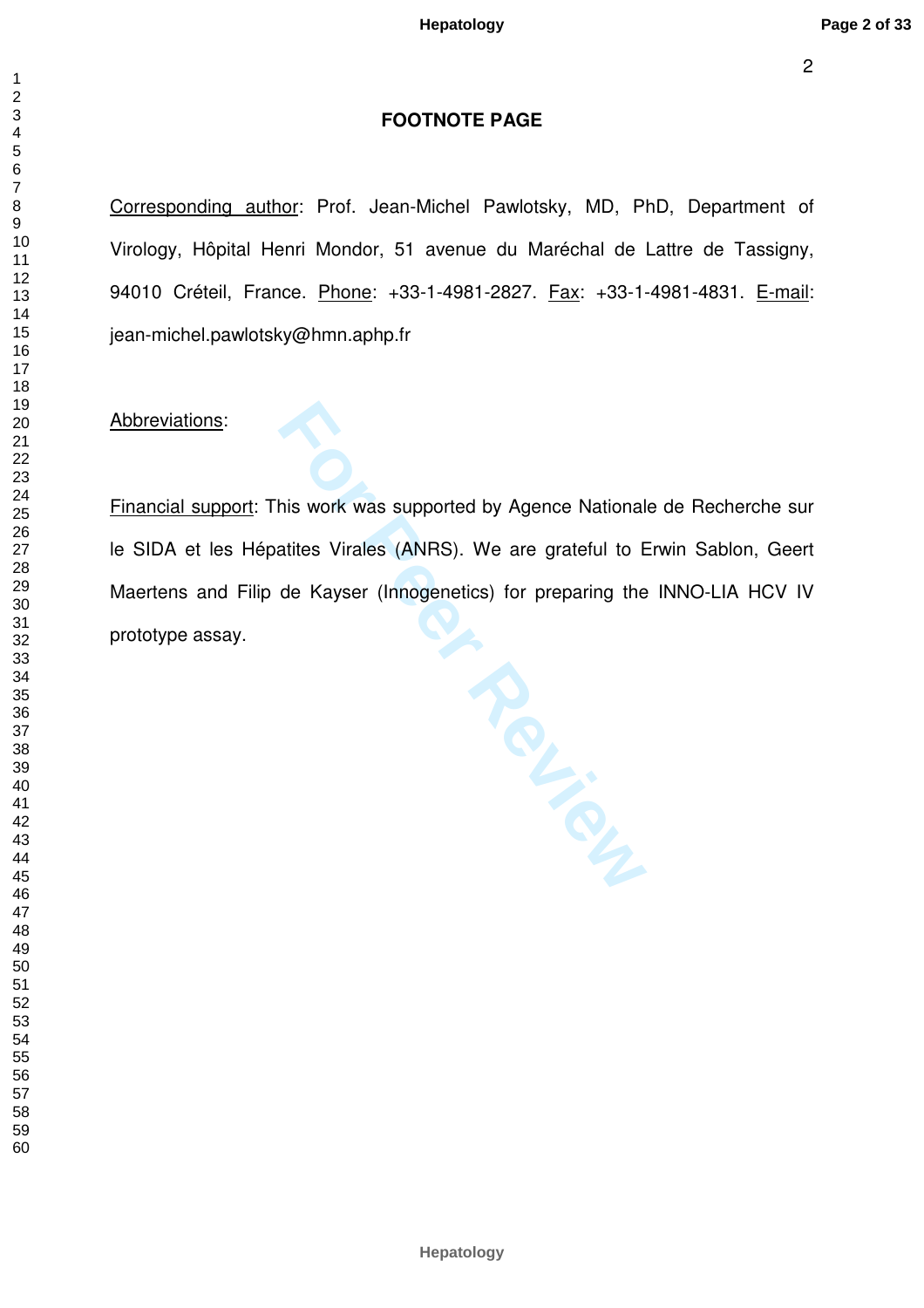## FOOTNOTE PAGE

Corresponding author: Prof. Jean-Michel Pawlotsky, MD, PhD, Department of Virology, Hôpital Henri Mondor, 51 avenue du Maréchal de Lattre de Tassigny, 94010 Créteil, France. Phone: +33-1-4981-2827. Fax: +33-1-4981-4831. E-mail: jean-michel.pawlotsky@hmn.aphp.fr

Abbreviations:

Financial support: This work was supported by Agence Nationale de Recherche sur le SIDA et les Hépatites Virales (ANRS). We are grateful to Erwin Sablon, Geert Maertens and Filip de Kayser (Innogenetics) for preparing the INNO-LIA HCV IV prototype assay.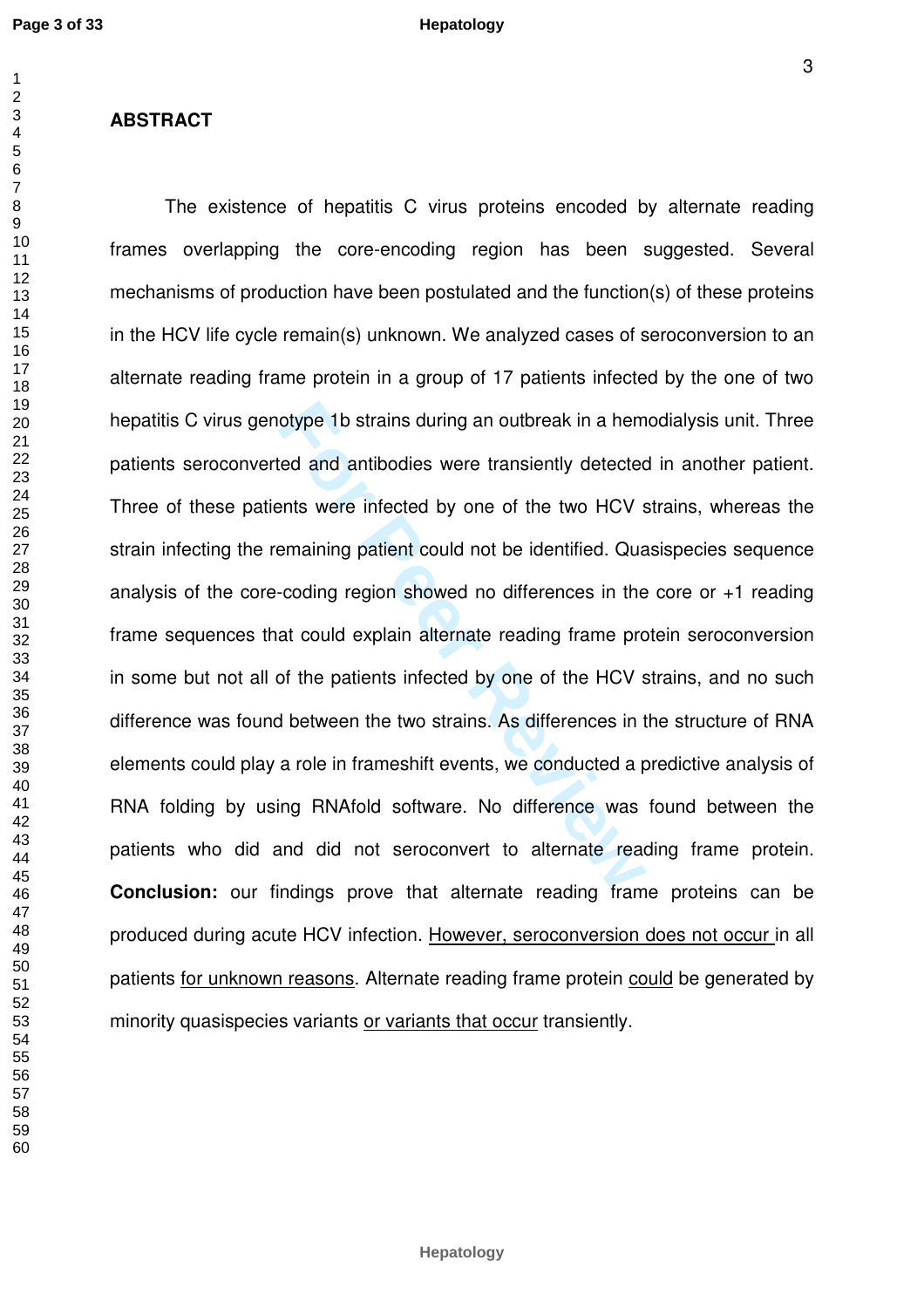## ABSTRACT

The existence of hepatitis C virus proteins encoded by alternate reading frames overlapping the core-encoding region has been suggested. Several mechanisms of production have been postulated and the function(s) of these proteins in the HCV life cycle remain(s) unknown. We analyzed cases of seroconversion to an alternate reading frame protein in a group of 17 patients infected by the one of two hepatitis C virus genotype 1b strains during an outbreak in a hemodialysis unit. Three patients seroconverted and antibodies were transiently detected in another patient. Three of these patients were infected by one of the two HCV strains, whereas the strain infecting the remaining patient could not be identified. Quasispecies sequence analysis of the core-coding region showed no differences in the core or +1 reading frame sequences that could explain alternate reading frame protein seroconversion in some but not all of the patients infected by one of the HCV strains, and no such difference was found between the two strains. As differences in the structure of RNA elements could play a role in frameshift events, we conducted a predictive analysis of RNA folding by using RNAfold software. No difference was found between the patients who did and did not seroconvert to alternate reading frame protein. **Conclusion:** our findings prove that alternate reading frame proteins can be produced during acute HCV infection. However, seroconversion does not occur in all patients for unknown reasons. Alternate reading frame protein could be generated by minority quasispecies variants or variants that occur transiently.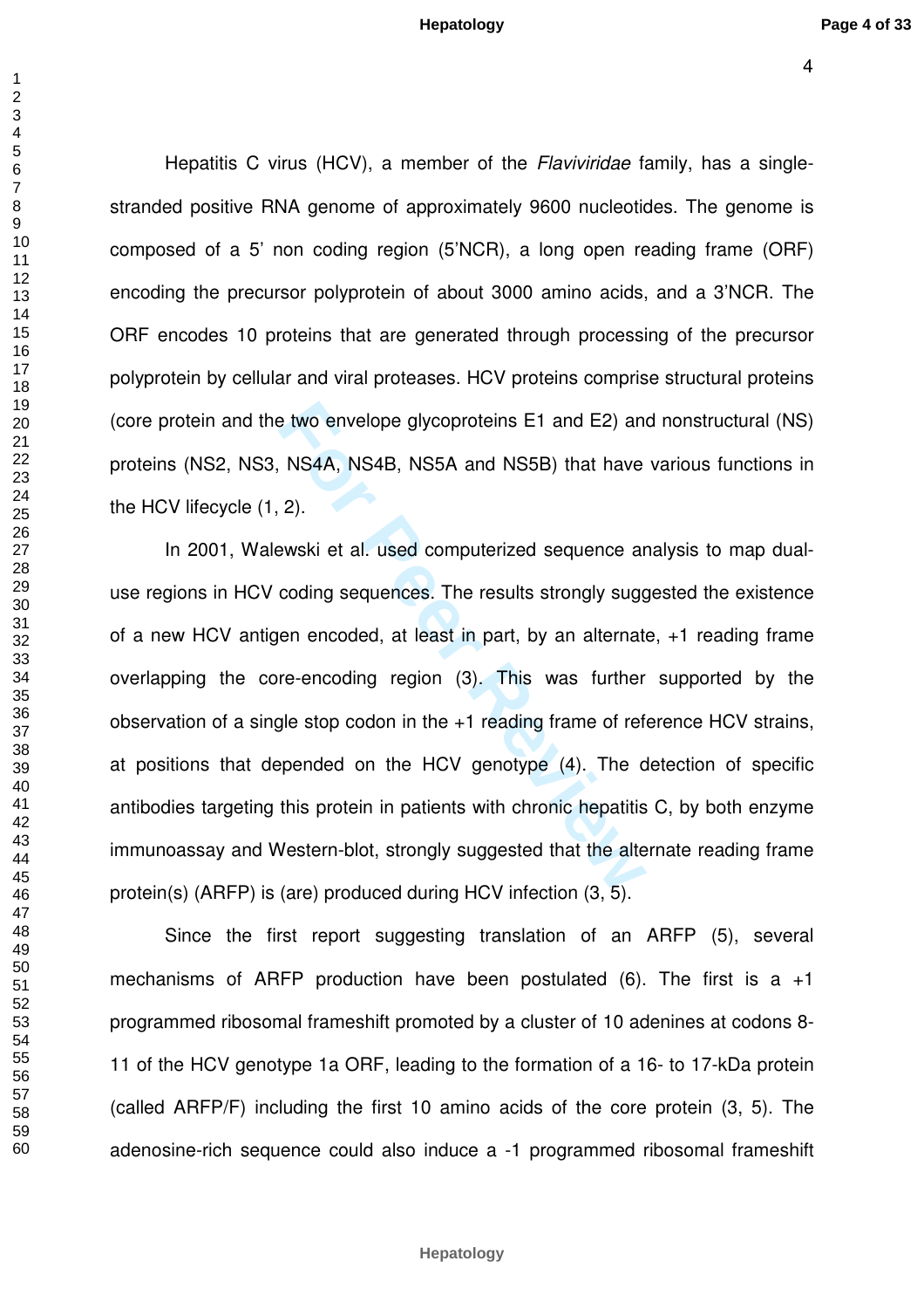Hepatitis C virus (HCV), a member of the *Flaviviridae* family, has a single-stranded positive RNA genome of approximately 9600 nucleotides. The genome is composed of a 5' non coding region (5'NCR), a long open reading frame (ORF) encoding the precursor polyprotein of about 3000 amino acids, and a 3'NCR. The ORF encodes 10 proteins that are generated through processing of the precursor polyprotein by cellular and viral proteases. HCV proteins comprise structural proteins (core protein and the two envelope glycoproteins E1 and E2) and nonstructural (NS) proteins (NS2, NS3, NS4A, NS4B, NS5A and NS5B) that have various functions in the HCV lifecycle (1, 2).

In 2001, Walewski et al. used computerized sequence analysis to map dual-use regions in HCV coding sequences. The results strongly suggested the existence of a new HCV antigen encoded, at least in part, by an alternate, +1 reading frame overlapping the core-encoding region (3). This was further supported by the observation of a single stop codon in the +1 reading frame of reference HCV strains, at positions that depended on the HCV genotype (4). The detection of specific antibodies targeting this protein in patients with chronic hepatitis C, by both enzyme immunoassay and Western-blot, strongly suggested that the alternate reading frame protein(s) (ARFP) is (are) produced during HCV infection (3, 5).

Since the first report suggesting translation of an ARFP (5), several mechanisms of ARFP production have been postulated (6). The first is a +1 programmed ribosomal frameshift promoted by a cluster of 10 adenines at codons 8-11 of the HCV genotype 1a ORF, leading to the formation of a 16- to 17-kDa protein (called ARFP/F) including the first 10 amino acids of the core protein (3, 5). The adenosine-rich sequence could also induce a -1 programmed ribosomal frameshift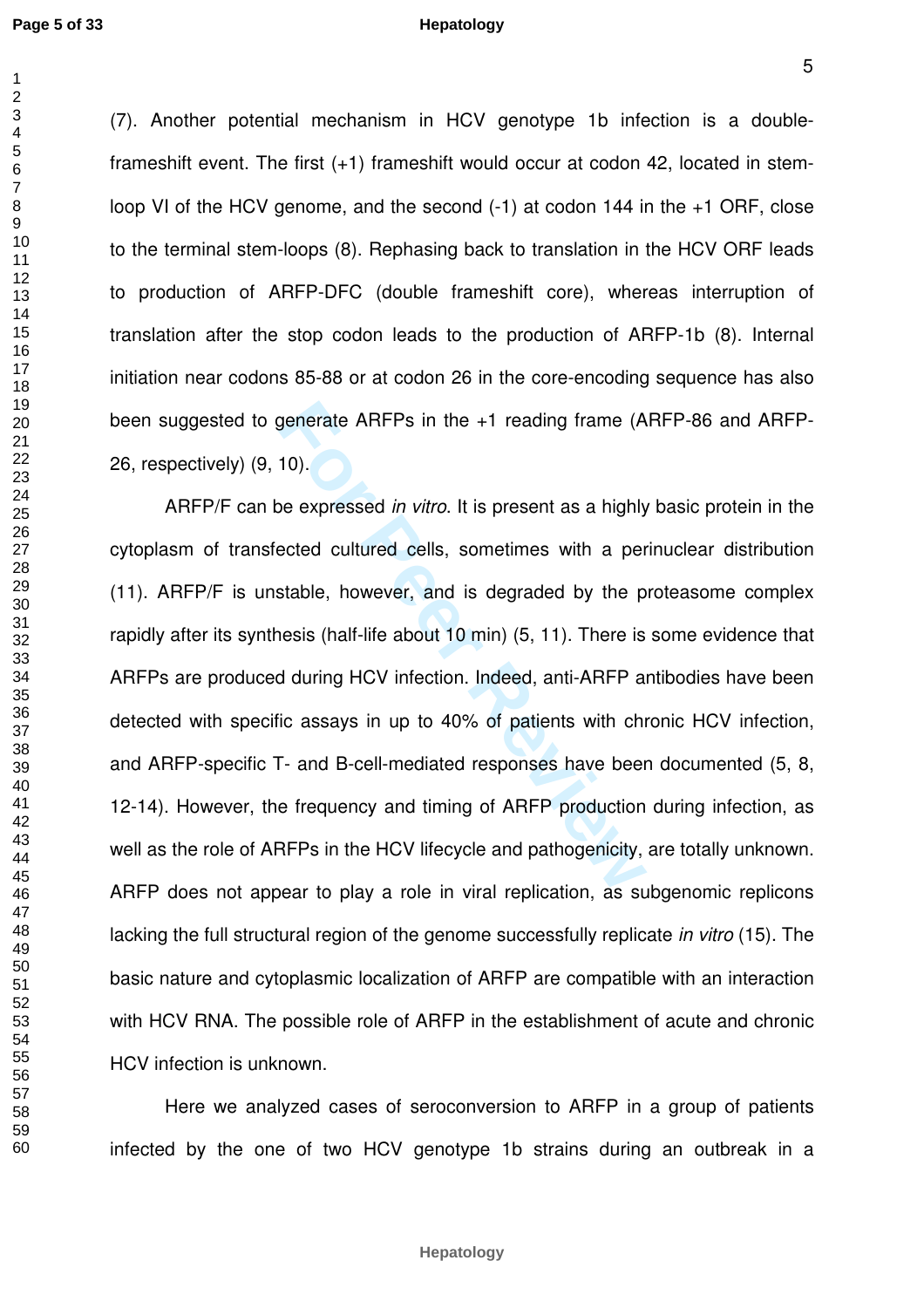(7). Another potential mechanism in HCV genotype 1b infection is a double-frameshift event. The first (+1) frameshift would occur at codon 42, located in stem-loop VI of the HCV genome, and the second (-1) at codon 144 in the +1 ORF, close to the terminal stem-loops (8). Rephasing back to translation in the HCV ORF leads to production of ARFP-DFC (double frameshift core), whereas interruption of translation after the stop codon leads to the production of ARFP-1b (8). Internal initiation near codons 85-88 or at codon 26 in the core-encoding sequence has also been suggested to generate ARFPs in the +1 reading frame (ARFP-86 and ARFP-26, respectively) (9, 10).

ARFP/F can be expressed *in vitro*. It is present as a highly basic protein in the cytoplasm of transfected cultured cells, sometimes with a perinuclear distribution (11). ARFP/F is unstable, however, and is degraded by the proteasome complex rapidly after its synthesis (half-life about 10 min) (5, 11). There is some evidence that ARFPs are produced during HCV infection. Indeed, anti-ARFP antibodies have been detected with specific assays in up to 40% of patients with chronic HCV infection, and ARFP-specific T- and B-cell-mediated responses have been documented (5, 8, 12-14). However, the frequency and timing of ARFP production during infection, as well as the role of ARFPs in the HCV lifecycle and pathogenicity, are totally unknown. ARFP does not appear to play a role in viral replication, as subgenomic replicons lacking the full structural region of the genome successfully replicate *in vitro* (15). The basic nature and cytoplasmic localization of ARFP are compatible with an interaction with HCV RNA. The possible role of ARFP in the establishment of acute and chronic HCV infection is unknown.

Here we analyzed cases of seroconversion to ARFP in a group of patients infected by the one of two HCV genotype 1b strains during an outbreak in a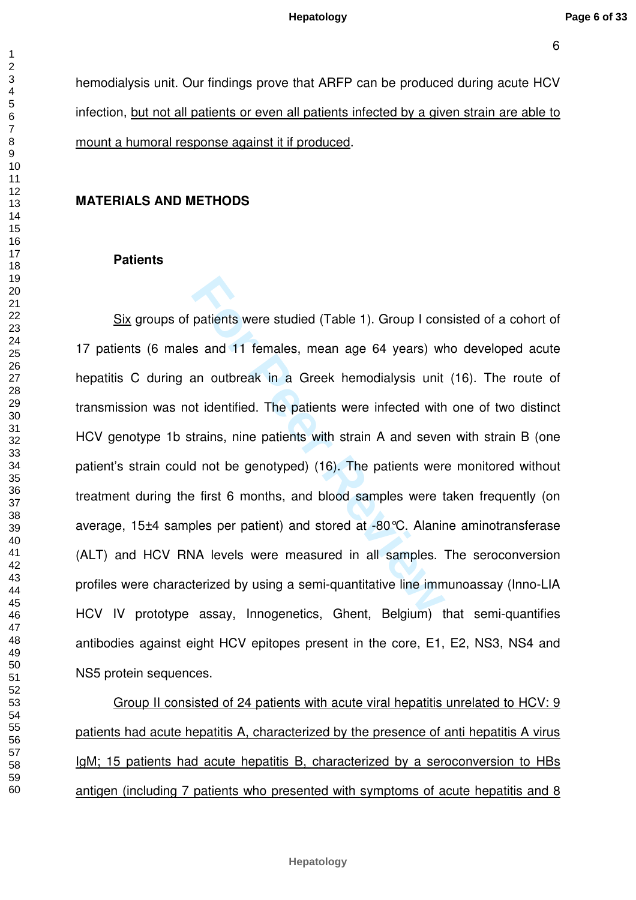hemodialysis unit. Our findings prove that ARFP can be produced during acute HCV infection, <u>but not all patients or even all patients infected by a given strain are able to mount a humoral response against it if produced</u>.

## MATERIALS AND METHODS

### Patients

<u>Six</u> groups of patients were studied (Table 1). Group I consisted of a cohort of 17 patients (6 males and 11 females, mean age 64 years) who developed acute hepatitis C during an outbreak in a Greek hemodialysis unit (16). The route of transmission was not identified. The patients were infected with one of two distinct HCV genotype 1b strains, nine patients with strain A and seven with strain B (one patient's strain could not be genotyped) (16). The patients were monitored without treatment during the first 6 months, and blood samples were taken frequently (on average, 15±4 samples per patient) and stored at -80°C. Alanine aminotransferase (ALT) and HCV RNA levels were measured in all samples. The seroconversion profiles were characterized by using a semi-quantitative line immunoassay (Inno-LIA HCV IV prototype assay, Innogenetics, Ghent, Belgium) that semi-quantifies antibodies against eight HCV epitopes present in the core, E1, E2, NS3, NS4 and NS5 protein sequences.

<u>Group II consisted of 24 patients with acute viral hepatitis unrelated to HCV: 9 patients had acute hepatitis A, characterized by the presence of anti hepatitis A virus IgM; 15 patients had acute hepatitis B, characterized by a seroconversion to HBs antigen (including 7 patients who presented with symptoms of acute hepatitis and 8</u>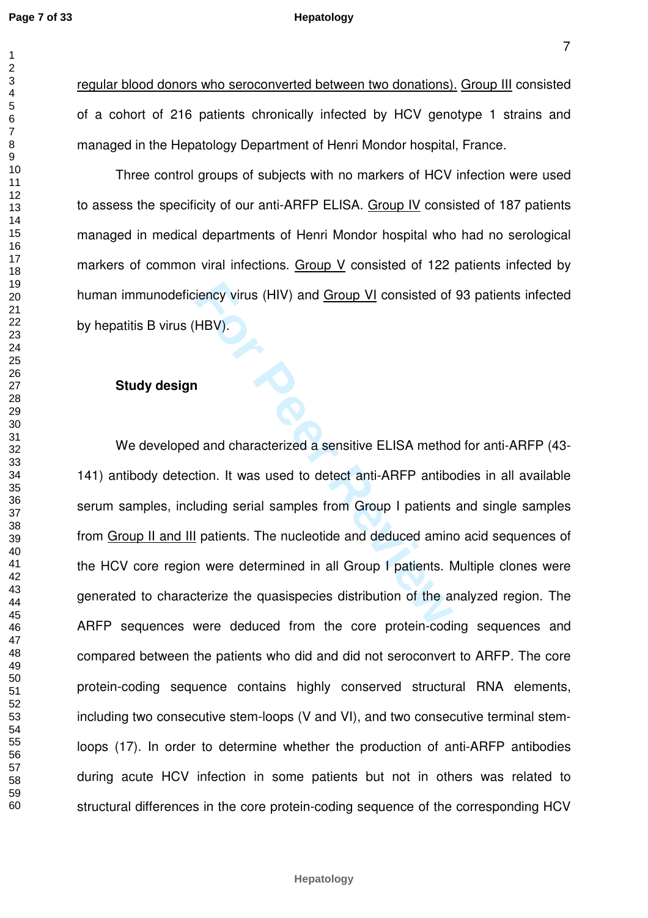regular blood donors who seroconverted between two donations). Group III consisted of a cohort of 216 patients chronically infected by HCV genotype 1 strains and managed in the Hepatology Department of Henri Mondor hospital, France.

Three control groups of subjects with no markers of HCV infection were used to assess the specificity of our anti-ARFP ELISA. Group IV consisted of 187 patients managed in medical departments of Henri Mondor hospital who had no serological markers of common viral infections. Group V consisted of 122 patients infected by human immunodeficiency virus (HIV) and Group VI consisted of 93 patients infected by hepatitis B virus (HBV).

**Study design**

We developed and characterized a sensitive ELISA method for anti-ARFP (43-141) antibody detection. It was used to detect anti-ARFP antibodies in all available serum samples, including serial samples from Group I patients and single samples from Group II and III patients. The nucleotide and deduced amino acid sequences of the HCV core region were determined in all Group I patients. Multiple clones were generated to characterize the quasispecies distribution of the analyzed region. The ARFP sequences were deduced from the core protein-coding sequences and compared between the patients who did and did not seroconvert to ARFP. The core protein-coding sequence contains highly conserved structural RNA elements, including two consecutive stem-loops (V and VI), and two consecutive terminal stem-loops (17). In order to determine whether the production of anti-ARFP antibodies during acute HCV infection in some patients but not in others was related to structural differences in the core protein-coding sequence of the corresponding HCV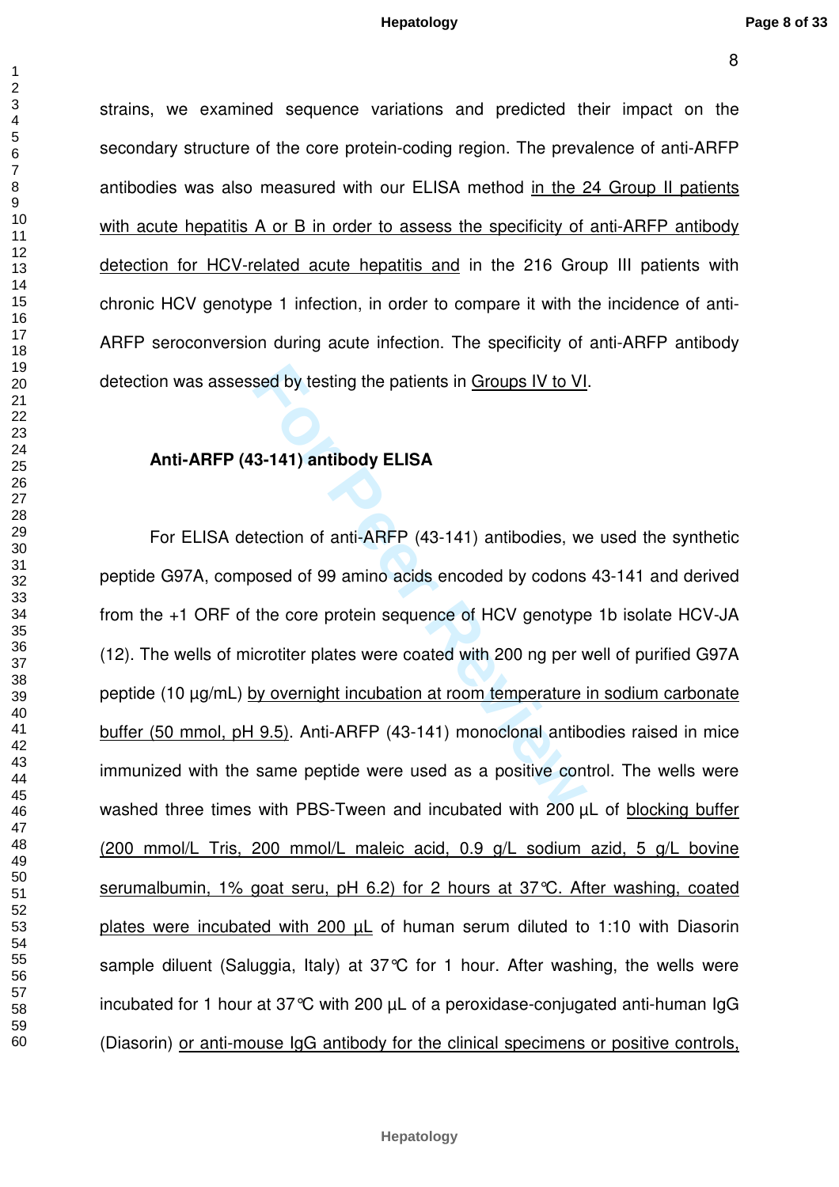strains, we examined sequence variations and predicted their impact on the secondary structure of the core protein-coding region. The prevalence of anti-ARFP antibodies was also measured with our ELISA method in the 24 Group II patients with acute hepatitis A or B in order to assess the specificity of anti-ARFP antibody detection for HCV-related acute hepatitis and in the 216 Group III patients with chronic HCV genotype 1 infection, in order to compare it with the incidence of anti-ARFP seroconversion during acute infection. The specificity of anti-ARFP antibody detection was assessed by testing the patients in Groups IV to VI.

### Anti-ARFP (43-141) antibody ELISA

For ELISA detection of anti-ARFP (43-141) antibodies, we used the synthetic peptide G97A, composed of 99 amino acids encoded by codons 43-141 and derived from the +1 ORF of the core protein sequence of HCV genotype 1b isolate HCV-JA (12). The wells of microtiter plates were coated with 200 ng per well of purified G97A peptide (10 µg/mL) by overnight incubation at room temperature in sodium carbonate buffer (50 mmol, pH 9.5). Anti-ARFP (43-141) monoclonal antibodies raised in mice immunized with the same peptide were used as a positive control. The wells were washed three times with PBS-Tween and incubated with 200 µL of blocking buffer (200 mmol/L Tris, 200 mmol/L maleic acid, 0.9 g/L sodium azid, 5 g/L bovine serumalbumin, 1% goat seru, pH 6.2) for 2 hours at 37°C. After washing, coated plates were incubated with 200 µL of human serum diluted to 1:10 with Diasorin sample diluent (Saluggia, Italy) at 37°C for 1 hour. After washing, the wells were incubated for 1 hour at 37°C with 200 µL of a peroxidase-conjugated anti-human IgG (Diasorin) or anti-mouse IgG antibody for the clinical specimens or positive controls,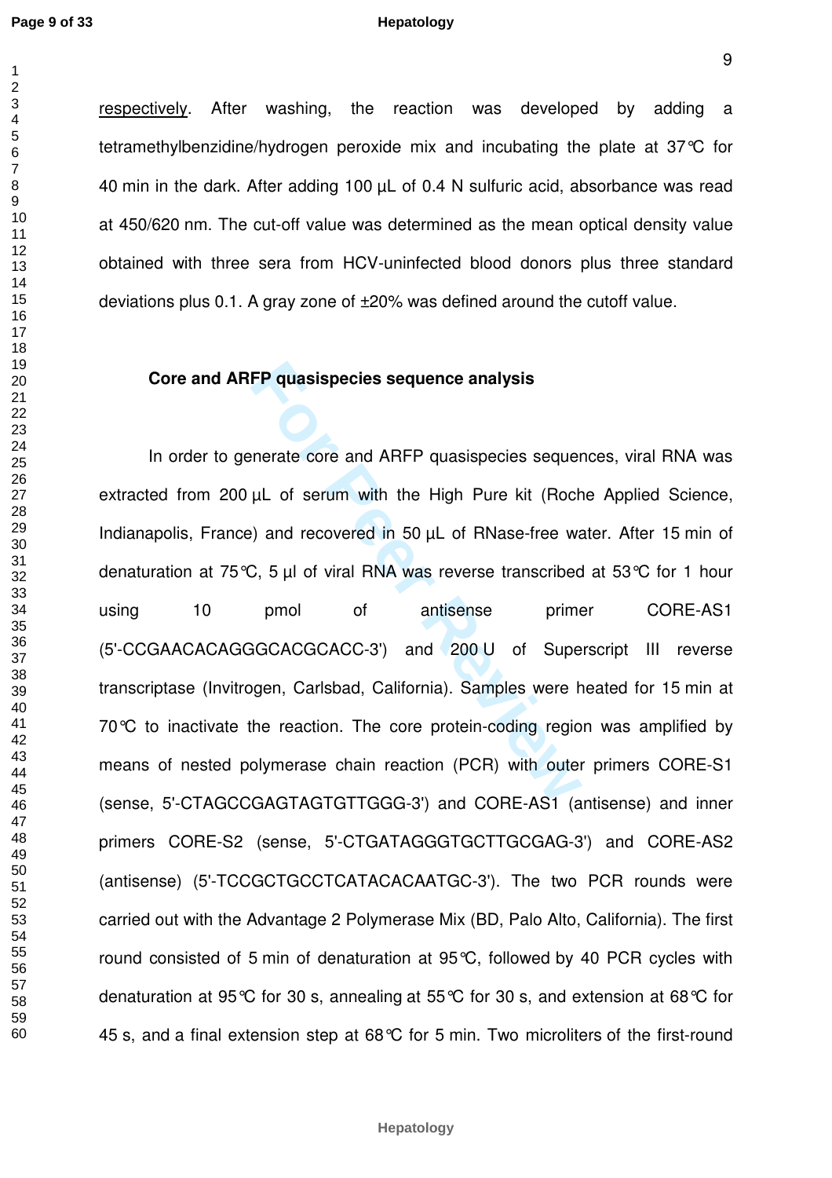respectively. After washing, the reaction was developed by adding a tetramethylbenzidine/hydrogen peroxide mix and incubating the plate at 37°C for 40 min in the dark. After adding 100 µL of 0.4 N sulfuric acid, absorbance was read at 450/620 nm. The cut-off value was determined as the mean optical density value obtained with three sera from HCV-uninfected blood donors plus three standard deviations plus 0.1. A gray zone of ±20% was defined around the cutoff value.

### Core and ARFP quasispecies sequence analysis

In order to generate core and ARFP quasispecies sequences, viral RNA was extracted from 200 µL of serum with the High Pure kit (Roche Applied Science, Indianapolis, France) and recovered in 50 µL of RNase-free water. After 15 min of denaturation at 75°C, 5 µl of viral RNA was reverse transcribed at 53°C for 1 hour using 10 pmol of antisense primer CORE-AS1 (5'-CCGAACACAGGGCACGCACC-3') and 200 U of Superscript III reverse transcriptase (Invitrogen, Carlsbad, California). Samples were heated for 15 min at 70°C to inactivate the reaction. The core protein-coding region was amplified by means of nested polymerase chain reaction (PCR) with outer primers CORE-S1 (sense, 5'-CTAGCCGAGTAGTGTTGGG-3') and CORE-AS1 (antisense) and inner primers CORE-S2 (sense, 5'-CTGATAGGGTGCTTGCGAG-3') and CORE-AS2 (antisense) (5'-TCCGCTGCCTCATACACAATGC-3'). The two PCR rounds were carried out with the Advantage 2 Polymerase Mix (BD, Palo Alto, California). The first round consisted of 5 min of denaturation at 95°C, followed by 40 PCR cycles with denaturation at 95°C for 30 s, annealing at 55°C for 30 s, and extension at 68°C for 45 s, and a final extension step at 68°C for 5 min. Two microliters of the first-round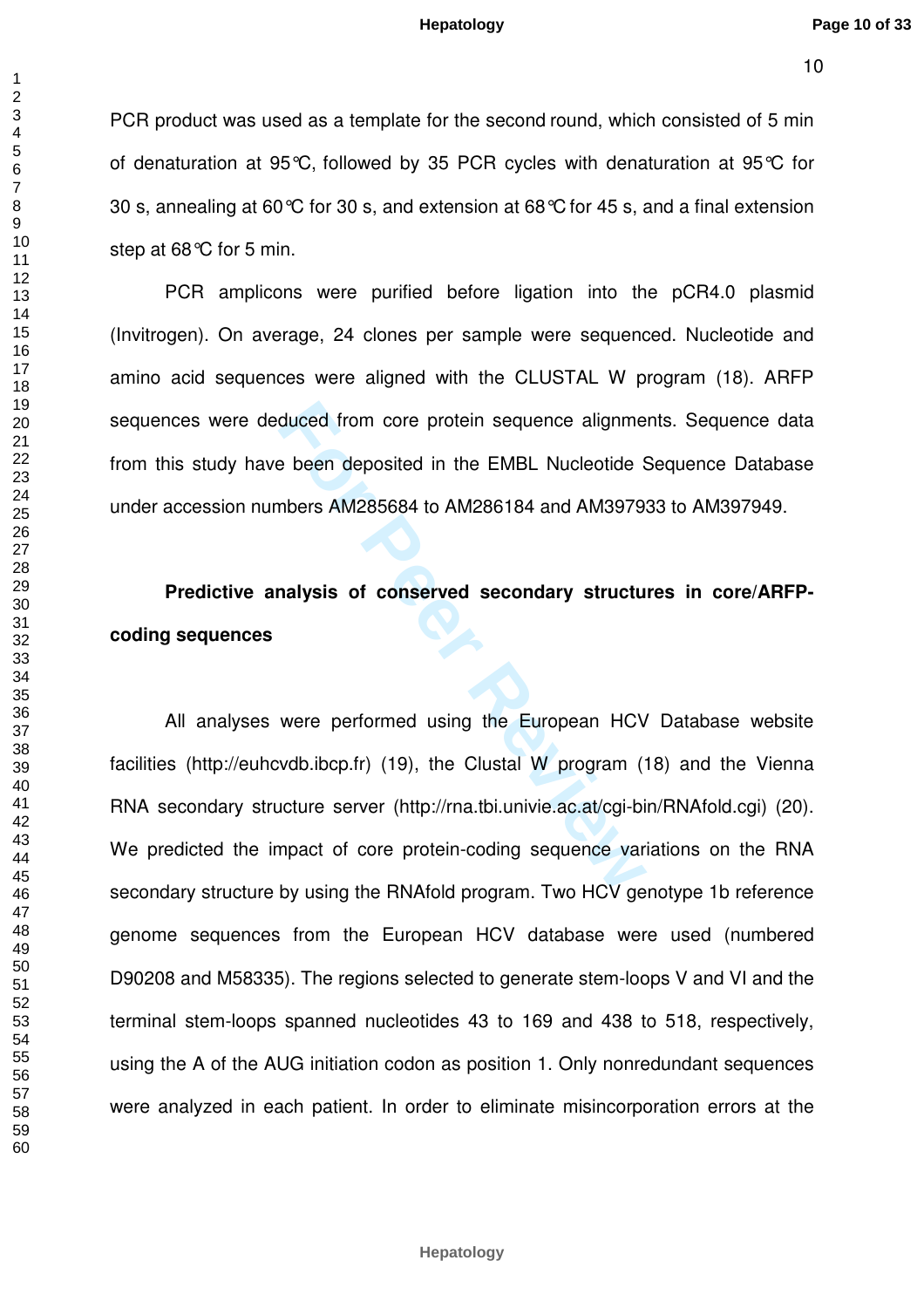PCR product was used as a template for the second round, which consisted of 5 min of denaturation at 95°C, followed by 35 PCR cycles with denaturation at 95°C for 30 s, annealing at 60°C for 30 s, and extension at 68°C for 45 s, and a final extension step at 68°C for 5 min.

PCR amplicons were purified before ligation into the pCR4.0 plasmid (Invitrogen). On average, 24 clones per sample were sequenced. Nucleotide and amino acid sequences were aligned with the CLUSTAL W program (18). ARFP sequences were deduced from core protein sequence alignments. Sequence data from this study have been deposited in the EMBL Nucleotide Sequence Database under accession numbers AM285684 to AM286184 and AM397933 to AM397949.

**Predictive analysis of conserved secondary structures in core/ARFP-coding sequences**

All analyses were performed using the European HCV Database website facilities (http://euhcvdb.ibcp.fr) (19), the Clustal W program (18) and the Vienna RNA secondary structure server (http://rna.tbi.univie.ac.at/cgi-bin/RNAfold.cgi) (20). We predicted the impact of core protein-coding sequence variations on the RNA secondary structure by using the RNAfold program. Two HCV genotype 1b reference genome sequences from the European HCV database were used (numbered D90208 and M58335). The regions selected to generate stem-loops V and VI and the terminal stem-loops spanned nucleotides 43 to 169 and 438 to 518, respectively, using the A of the AUG initiation codon as position 1. Only nonredundant sequences were analyzed in each patient. In order to eliminate misincorporation errors at the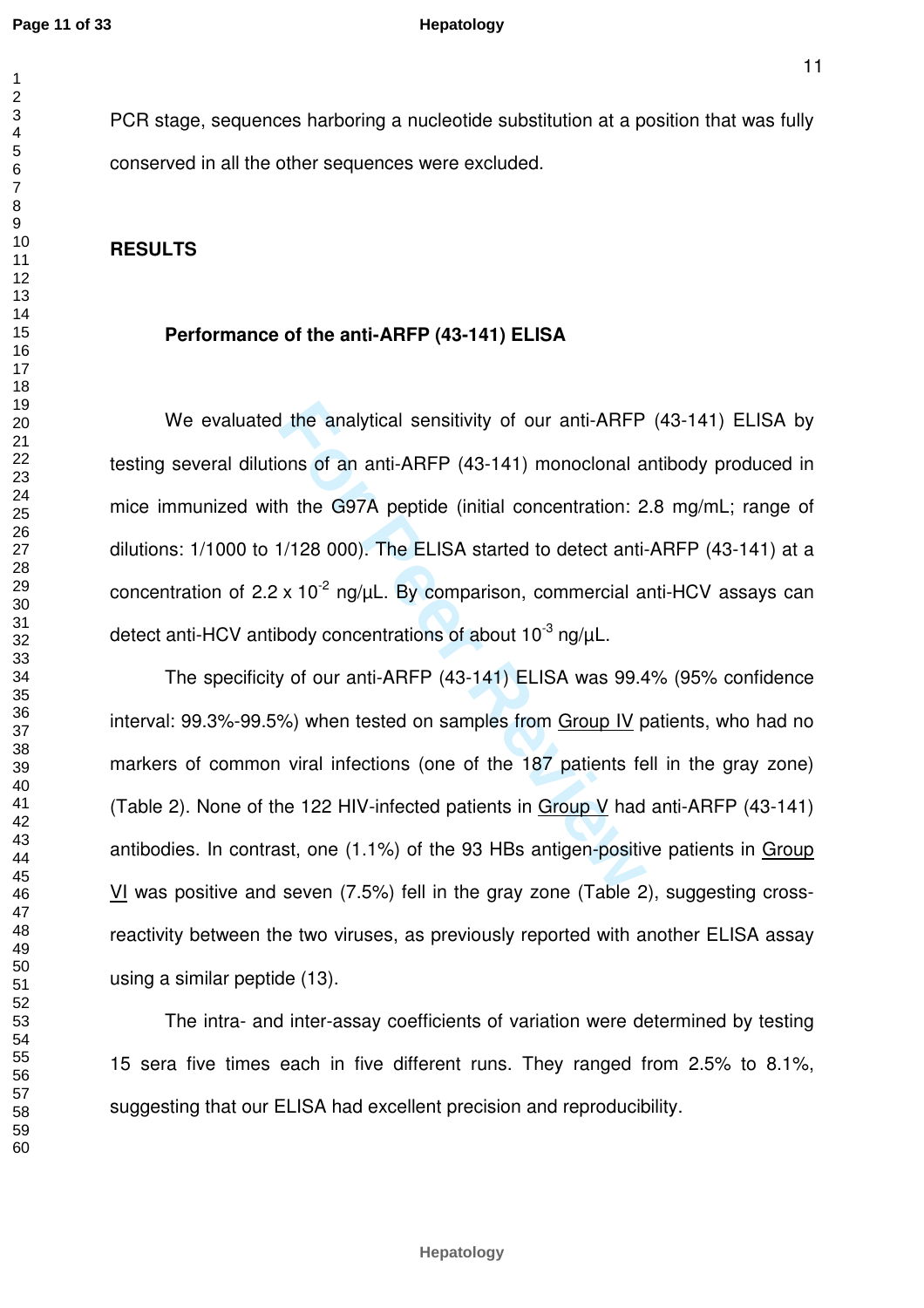PCR stage, sequences harboring a nucleotide substitution at a position that was fully conserved in all the other sequences were excluded.

## RESULTS

### Performance of the anti-ARFP (43-141) ELISA

We evaluated the analytical sensitivity of our anti-ARFP (43-141) ELISA by testing several dilutions of an anti-ARFP (43-141) monoclonal antibody produced in mice immunized with the G97A peptide (initial concentration: 2.8 mg/mL; range of dilutions: 1/1000 to 1/128 000). The ELISA started to detect anti-ARFP (43-141) at a concentration of 2.2 x $10^{-2}$ ng/µL. By comparison, commercial anti-HCV assays can detect anti-HCV antibody concentrations of about $10^{-3}$ ng/µL.

The specificity of our anti-ARFP (43-141) ELISA was 99.4% (95% confidence interval: 99.3%-99.5%) when tested on samples from Group IV patients, who had no markers of common viral infections (one of the 187 patients fell in the gray zone) (Table 2). None of the 122 HIV-infected patients in Group V had anti-ARFP (43-141) antibodies. In contrast, one (1.1%) of the 93 HBs antigen-positive patients in Group VI was positive and seven (7.5%) fell in the gray zone (Table 2), suggesting cross-reactivity between the two viruses, as previously reported with another ELISA assay using a similar peptide (13).

The intra- and inter-assay coefficients of variation were determined by testing 15 sera five times each in five different runs. They ranged from 2.5% to 8.1%, suggesting that our ELISA had excellent precision and reproducibility.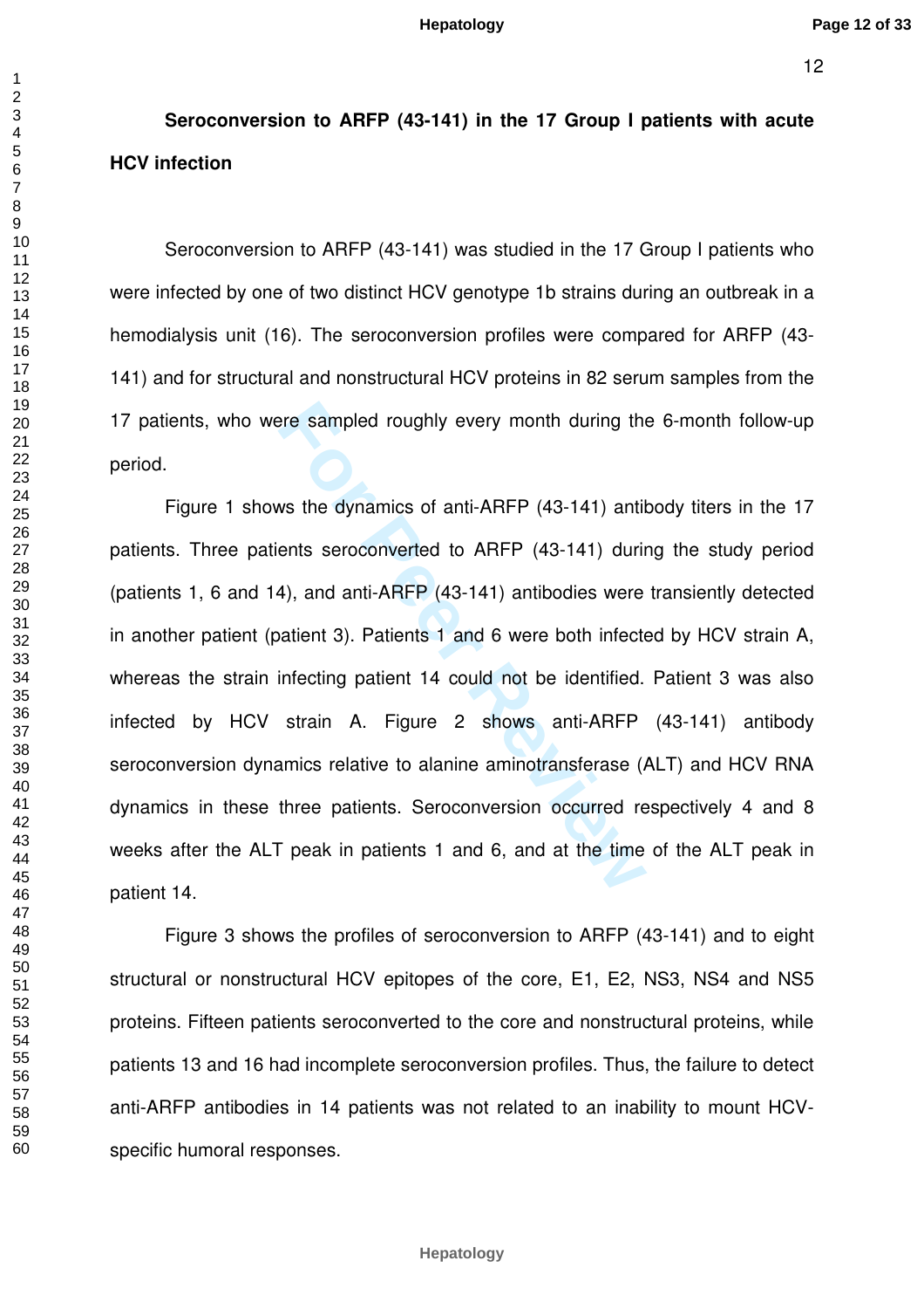**Seroconversion to ARFP (43-141) in the 17 Group I patients with acute HCV infection**

Seroconversion to ARFP (43-141) was studied in the 17 Group I patients who were infected by one of two distinct HCV genotype 1b strains during an outbreak in a hemodialysis unit (16). The seroconversion profiles were compared for ARFP (43-141) and for structural and nonstructural HCV proteins in 82 serum samples from the 17 patients, who were sampled roughly every month during the 6-month follow-up period.

Figure 1 shows the dynamics of anti-ARFP (43-141) antibody titers in the 17 patients. Three patients seroconverted to ARFP (43-141) during the study period (patients 1, 6 and 14), and anti-ARFP (43-141) antibodies were transiently detected in another patient (patient 3). Patients 1 and 6 were both infected by HCV strain A, whereas the strain infecting patient 14 could not be identified. Patient 3 was also infected by HCV strain A. Figure 2 shows anti-ARFP (43-141) antibody seroconversion dynamics relative to alanine aminotransferase (ALT) and HCV RNA dynamics in these three patients. Seroconversion occurred respectively 4 and 8 weeks after the ALT peak in patients 1 and 6, and at the time of the ALT peak in patient 14.

Figure 3 shows the profiles of seroconversion to ARFP (43-141) and to eight structural or nonstructural HCV epitopes of the core, E1, E2, NS3, NS4 and NS5 proteins. Fifteen patients seroconverted to the core and nonstructural proteins, while patients 13 and 16 had incomplete seroconversion profiles. Thus, the failure to detect anti-ARFP antibodies in 14 patients was not related to an inability to mount HCV-specific humoral responses.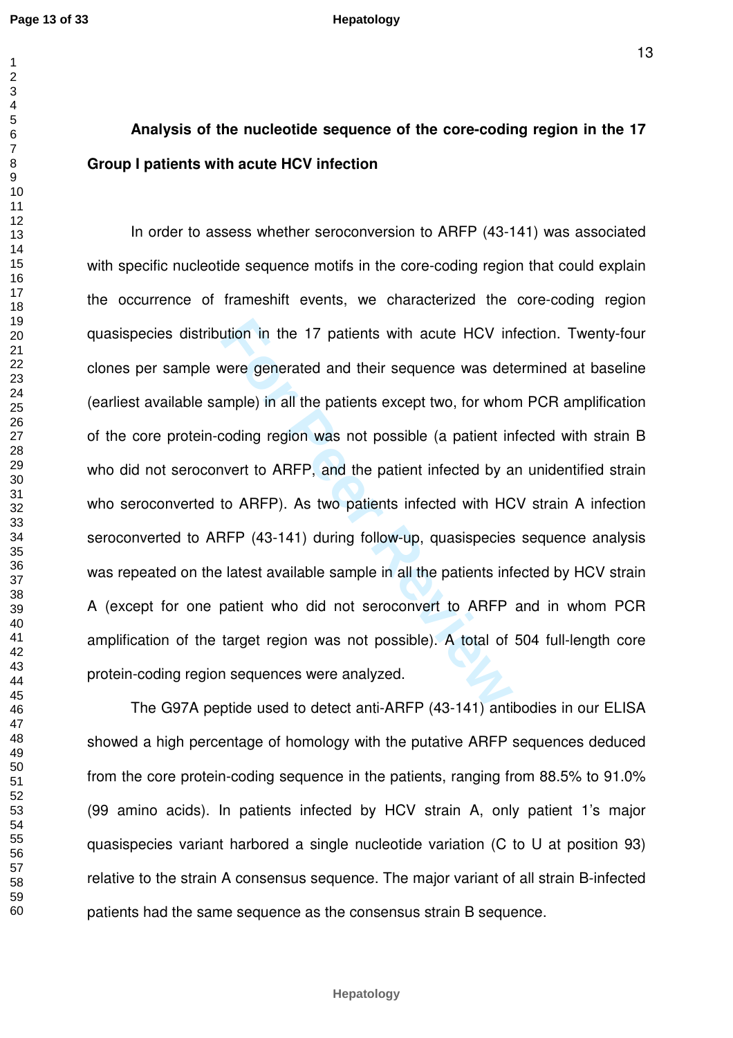## Analysis of the nucleotide sequence of the core-coding region in the 17 Group I patients with acute HCV infection

In order to assess whether seroconversion to ARFP (43-141) was associated with specific nucleotide sequence motifs in the core-coding region that could explain the occurrence of frameshift events, we characterized the core-coding region quasispecies distribution in the 17 patients with acute HCV infection. Twenty-four clones per sample were generated and their sequence was determined at baseline (earliest available sample) in all the patients except two, for whom PCR amplification of the core protein-coding region was not possible (a patient infected with strain B who did not seroconvert to ARFP, and the patient infected by an unidentified strain who seroconverted to ARFP). As two patients infected with HCV strain A infection seroconverted to ARFP (43-141) during follow-up, quasispecies sequence analysis was repeated on the latest available sample in all the patients infected by HCV strain A (except for one patient who did not seroconvert to ARFP and in whom PCR amplification of the target region was not possible). A total of 504 full-length core protein-coding region sequences were analyzed.

The G97A peptide used to detect anti-ARFP (43-141) antibodies in our ELISA showed a high percentage of homology with the putative ARFP sequences deduced from the core protein-coding sequence in the patients, ranging from 88.5% to 91.0% (99 amino acids). In patients infected by HCV strain A, only patient 1's major quasispecies variant harbored a single nucleotide variation (C to U at position 93) relative to the strain A consensus sequence. The major variant of all strain B-infected patients had the same sequence as the consensus strain B sequence.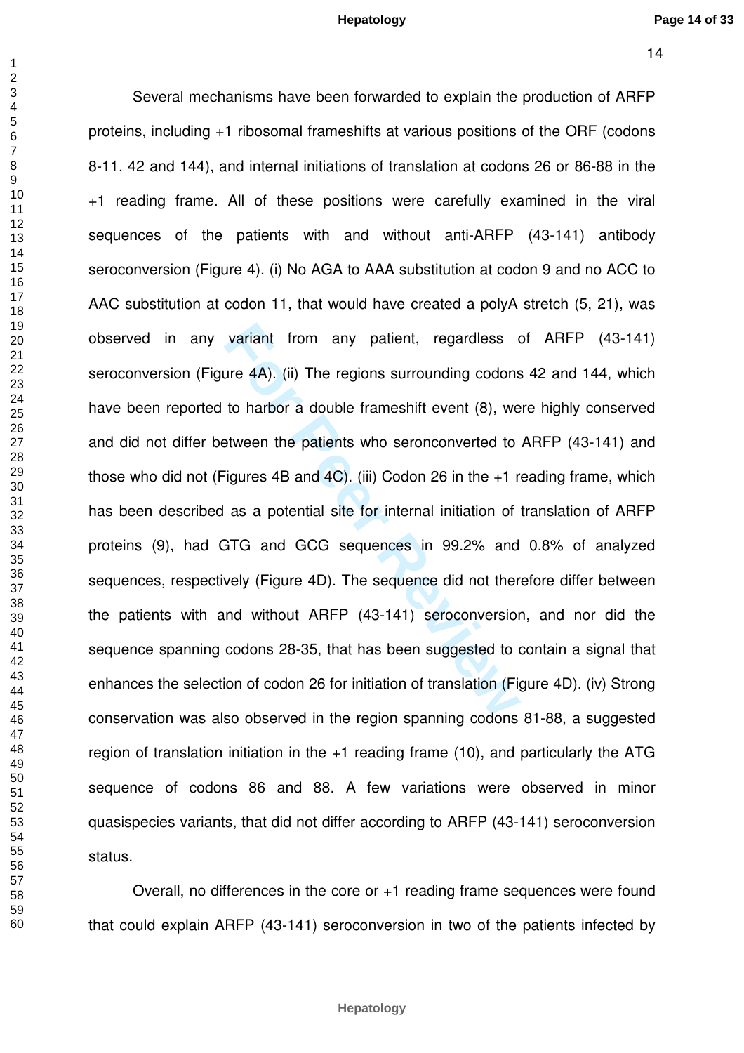Several mechanisms have been forwarded to explain the production of ARFP proteins, including +1 ribosomal frameshifts at various positions of the ORF (codons 8-11, 42 and 144), and internal initiations of translation at codons 26 or 86-88 in the +1 reading frame. All of these positions were carefully examined in the viral sequences of the patients with and without anti-ARFP (43-141) antibody seroconversion (Figure 4). (i) No AGA to AAA substitution at codon 9 and no ACC to AAC substitution at codon 11, that would have created a polyA stretch (5, 21), was observed in any variant from any patient, regardless of ARFP (43-141) seroconversion (Figure 4A). (ii) The regions surrounding codons 42 and 144, which have been reported to harbor a double frameshift event (8), were highly conserved and did not differ between the patients who seronconverted to ARFP (43-141) and those who did not (Figures 4B and 4C). (iii) Codon 26 in the +1 reading frame, which has been described as a potential site for internal initiation of translation of ARFP proteins (9), had GTG and GCG sequences in 99.2% and 0.8% of analyzed sequences, respectively (Figure 4D). The sequence did not therefore differ between the patients with and without ARFP (43-141) seroconversion, and nor did the sequence spanning codons 28-35, that has been suggested to contain a signal that enhances the selection of codon 26 for initiation of translation (Figure 4D). (iv) Strong conservation was also observed in the region spanning codons 81-88, a suggested region of translation initiation in the +1 reading frame (10), and particularly the ATG sequence of codons 86 and 88. A few variations were observed in minor quasispecies variants, that did not differ according to ARFP (43-141) seroconversion status.

Overall, no differences in the core or +1 reading frame sequences were found that could explain ARFP (43-141) seroconversion in two of the patients infected by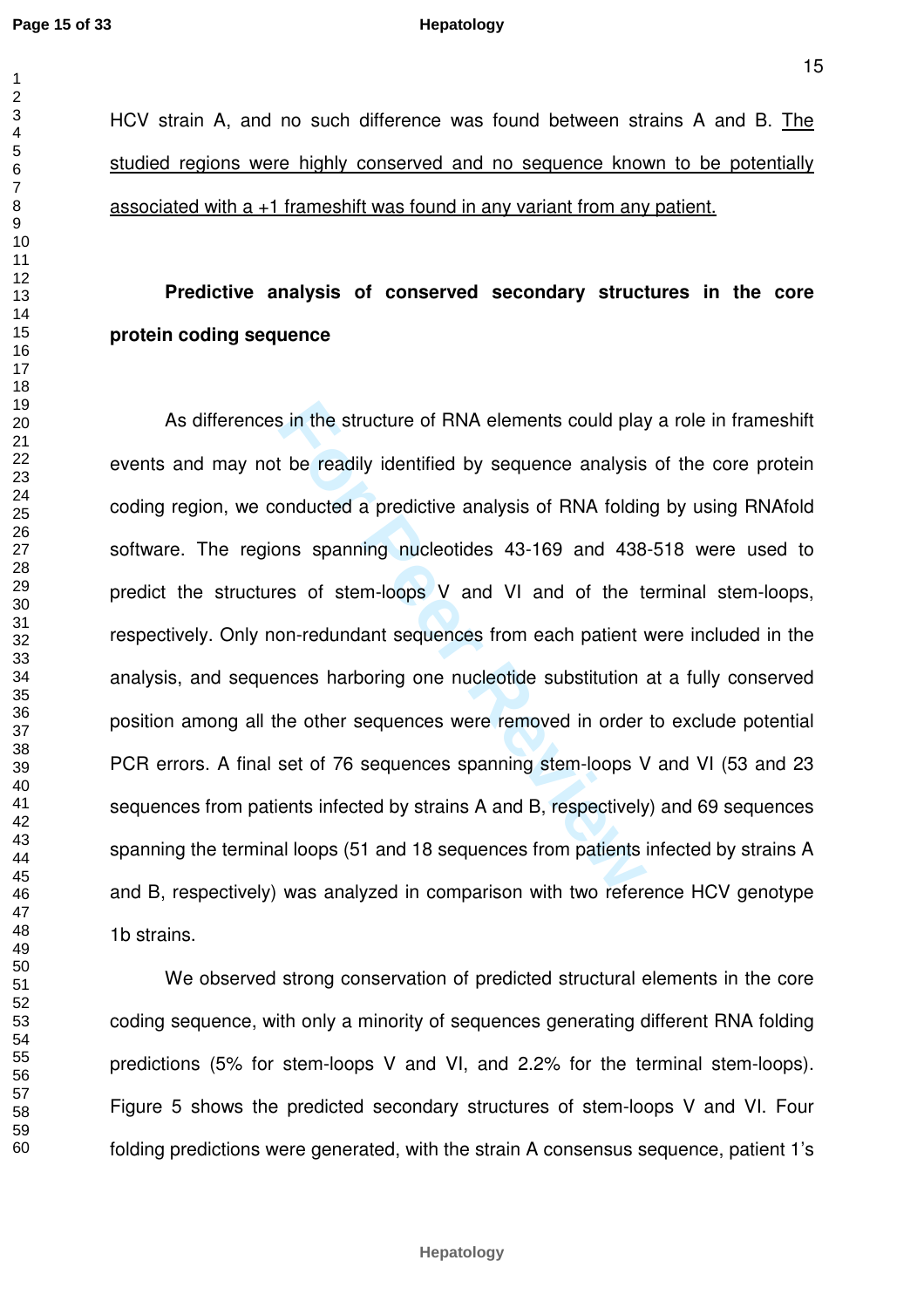HCV strain A, and no such difference was found between strains A and B. <u>The studied regions were highly conserved and no sequence known to be potentially associated with a +1 frameshift was found in any variant from any patient.</u>

**Predictive analysis of conserved secondary structures in the core protein coding sequence**

As differences in the structure of RNA elements could play a role in frameshift events and may not be readily identified by sequence analysis of the core protein coding region, we conducted a predictive analysis of RNA folding by using RNAfold software. The regions spanning nucleotides 43-169 and 438-518 were used to predict the structures of stem-loops V and VI and of the terminal stem-loops, respectively. Only non-redundant sequences from each patient were included in the analysis, and sequences harboring one nucleotide substitution at a fully conserved position among all the other sequences were removed in order to exclude potential PCR errors. A final set of 76 sequences spanning stem-loops V and VI (53 and 23 sequences from patients infected by strains A and B, respectively) and 69 sequences spanning the terminal loops (51 and 18 sequences from patients infected by strains A and B, respectively) was analyzed in comparison with two reference HCV genotype 1b strains.

We observed strong conservation of predicted structural elements in the core coding sequence, with only a minority of sequences generating different RNA folding predictions (5% for stem-loops V and VI, and 2.2% for the terminal stem-loops). Figure 5 shows the predicted secondary structures of stem-loops V and VI. Four folding predictions were generated, with the strain A consensus sequence, patient 1's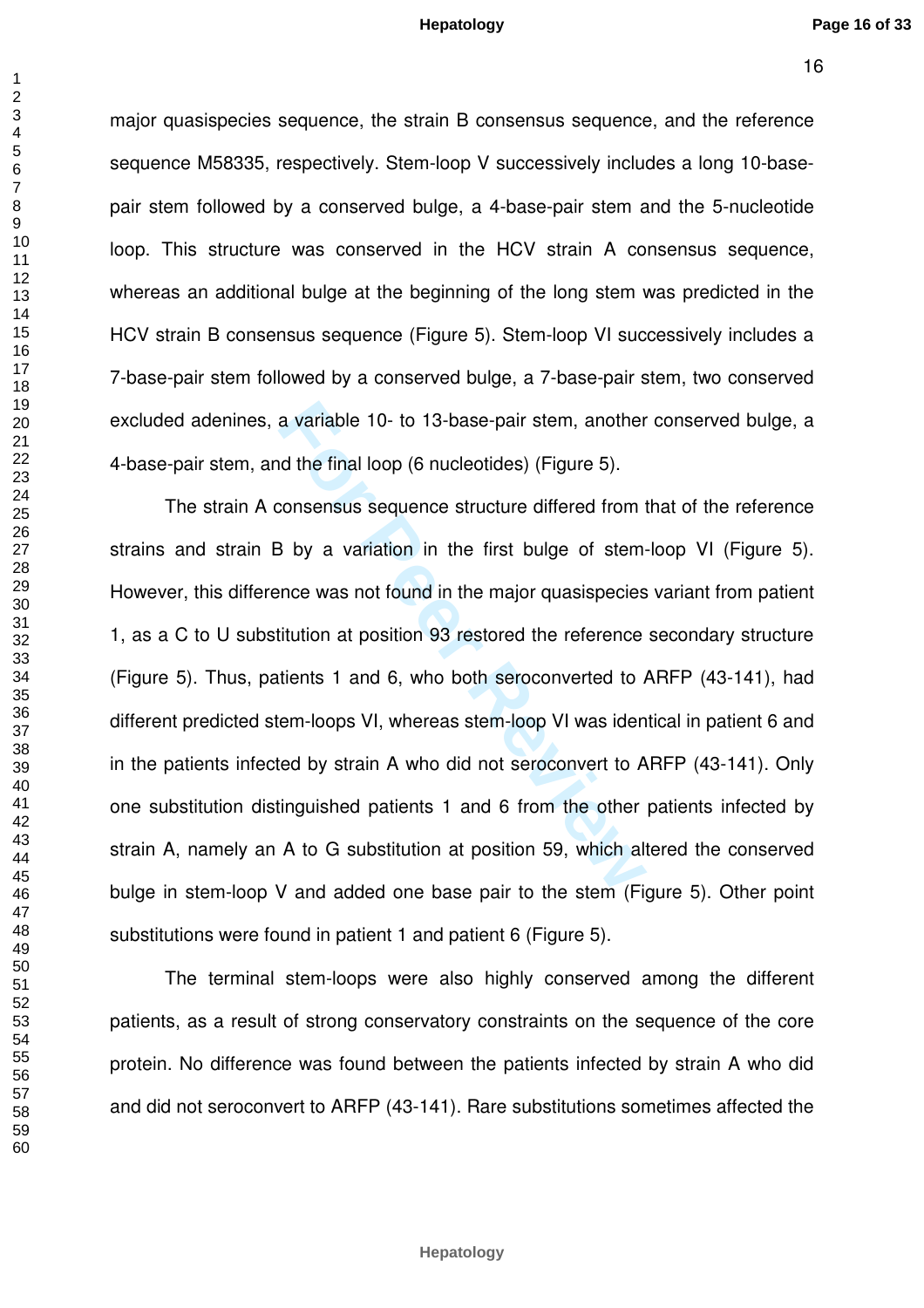major quasispecies sequence, the strain B consensus sequence, and the reference sequence M58335, respectively. Stem-loop V successively includes a long 10-base-pair stem followed by a conserved bulge, a 4-base-pair stem and the 5-nucleotide loop. This structure was conserved in the HCV strain A consensus sequence, whereas an additional bulge at the beginning of the long stem was predicted in the HCV strain B consensus sequence (Figure 5). Stem-loop VI successively includes a 7-base-pair stem followed by a conserved bulge, a 7-base-pair stem, two conserved excluded adenines, a variable 10- to 13-base-pair stem, another conserved bulge, a 4-base-pair stem, and the final loop (6 nucleotides) (Figure 5).

The strain A consensus sequence structure differed from that of the reference strains and strain B by a variation in the first bulge of stem-loop VI (Figure 5). However, this difference was not found in the major quasispecies variant from patient 1, as a C to U substitution at position 93 restored the reference secondary structure (Figure 5). Thus, patients 1 and 6, who both seroconverted to ARFP (43-141), had different predicted stem-loops VI, whereas stem-loop VI was identical in patient 6 and in the patients infected by strain A who did not seroconvert to ARFP (43-141). Only one substitution distinguished patients 1 and 6 from the other patients infected by strain A, namely an A to G substitution at position 59, which altered the conserved bulge in stem-loop V and added one base pair to the stem (Figure 5). Other point substitutions were found in patient 1 and patient 6 (Figure 5).

The terminal stem-loops were also highly conserved among the different patients, as a result of strong conservatory constraints on the sequence of the core protein. No difference was found between the patients infected by strain A who did and did not seroconvert to ARFP (43-141). Rare substitutions sometimes affected the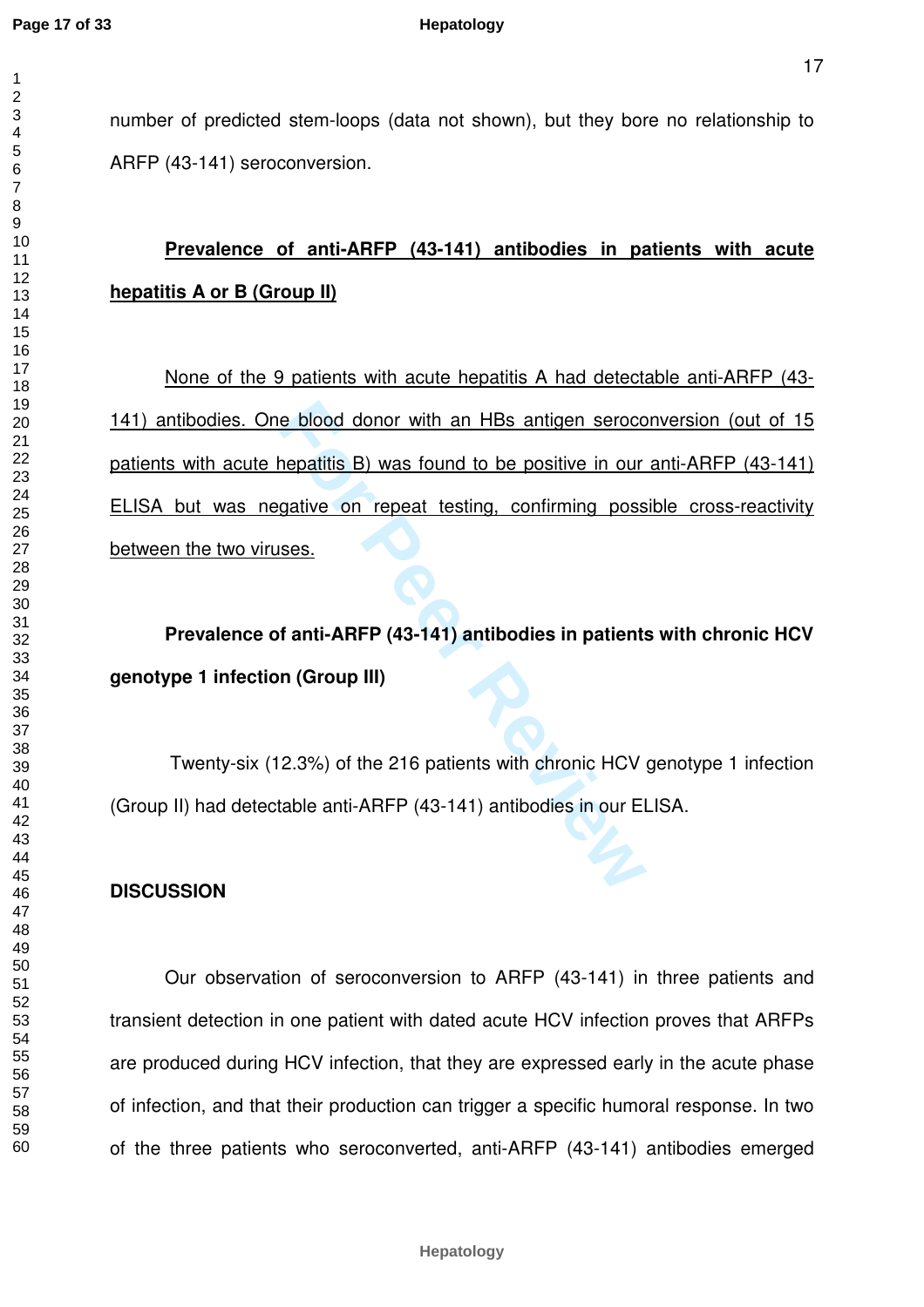number of predicted stem-loops (data not shown), but they bore no relationship to ARFP (43-141) seroconversion.

### Prevalence of anti-ARFP (43-141) antibodies in patients with acute hepatitis A or B (Group II)

None of the 9 patients with acute hepatitis A had detectable anti-ARFP (43-141) antibodies. One blood donor with an HBs antigen seroconversion (out of 15 patients with acute hepatitis B) was found to be positive in our anti-ARFP (43-141) ELISA but was negative on repeat testing, confirming possible cross-reactivity between the two viruses.

### Prevalence of anti-ARFP (43-141) antibodies in patients with chronic HCV genotype 1 infection (Group III)

Twenty-six (12.3%) of the 216 patients with chronic HCV genotype 1 infection (Group II) had detectable anti-ARFP (43-141) antibodies in our ELISA.

## DISCUSSION

Our observation of seroconversion to ARFP (43-141) in three patients and transient detection in one patient with dated acute HCV infection proves that ARFPs are produced during HCV infection, that they are expressed early in the acute phase of infection, and that their production can trigger a specific humoral response. In two of the three patients who seroconverted, anti-ARFP (43-141) antibodies emerged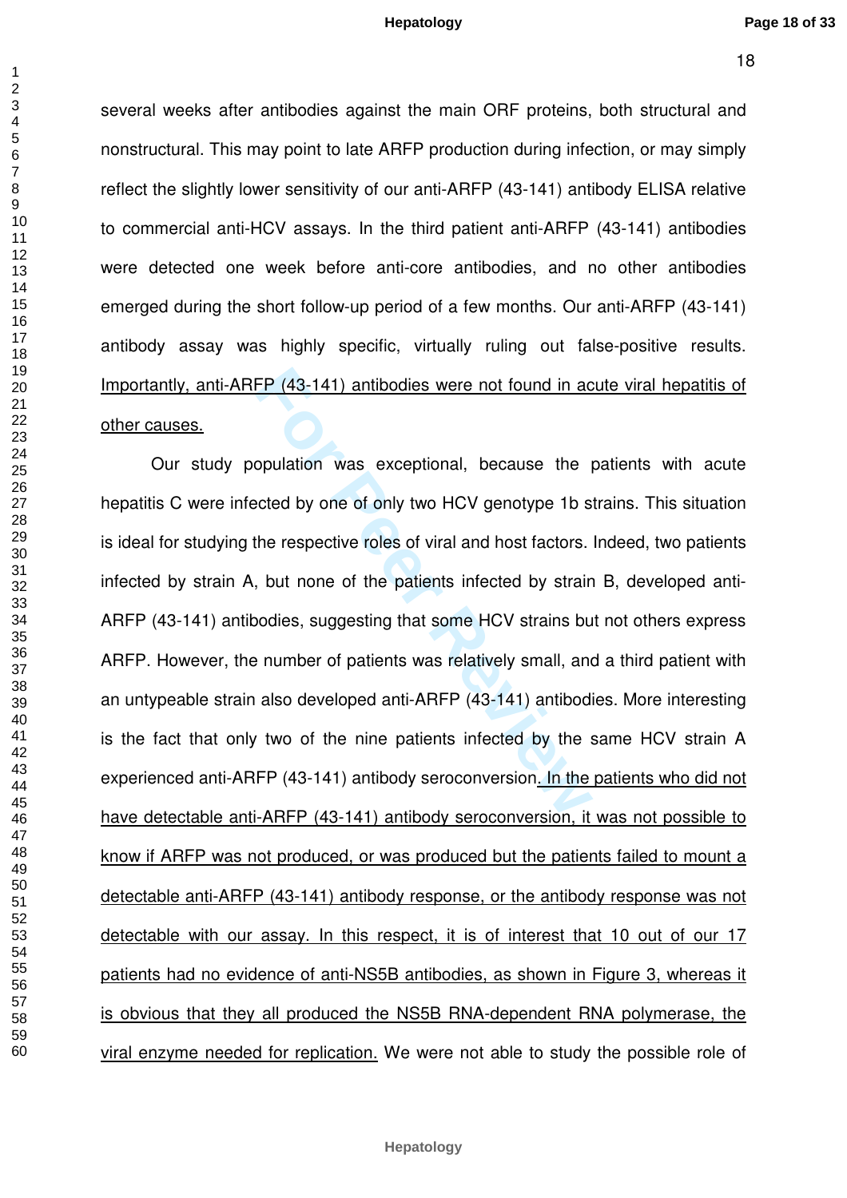several weeks after antibodies against the main ORF proteins, both structural and nonstructural. This may point to late ARFP production during infection, or may simply reflect the slightly lower sensitivity of our anti-ARFP (43-141) antibody ELISA relative to commercial anti-HCV assays. In the third patient anti-ARFP (43-141) antibodies were detected one week before anti-core antibodies, and no other antibodies emerged during the short follow-up period of a few months. Our anti-ARFP (43-141) antibody assay was highly specific, virtually ruling out false-positive results. Importantly, anti-ARFP (43-141) antibodies were not found in acute viral hepatitis of other causes.

Our study population was exceptional, because the patients with acute hepatitis C were infected by one of only two HCV genotype 1b strains. This situation is ideal for studying the respective roles of viral and host factors. Indeed, two patients infected by strain A, but none of the patients infected by strain B, developed anti-ARFP (43-141) antibodies, suggesting that some HCV strains but not others express ARFP. However, the number of patients was relatively small, and a third patient with an untypeable strain also developed anti-ARFP (43-141) antibodies. More interesting is the fact that only two of the nine patients infected by the same HCV strain A experienced anti-ARFP (43-141) antibody seroconversion. In the patients who did not have detectable anti-ARFP (43-141) antibody seroconversion, it was not possible to know if ARFP was not produced, or was produced but the patients failed to mount a detectable anti-ARFP (43-141) antibody response, or the antibody response was not detectable with our assay. In this respect, it is of interest that 10 out of our 17 patients had no evidence of anti-NS5B antibodies, as shown in Figure 3, whereas it is obvious that they all produced the NS5B RNA-dependent RNA polymerase, the viral enzyme needed for replication. We were not able to study the possible role of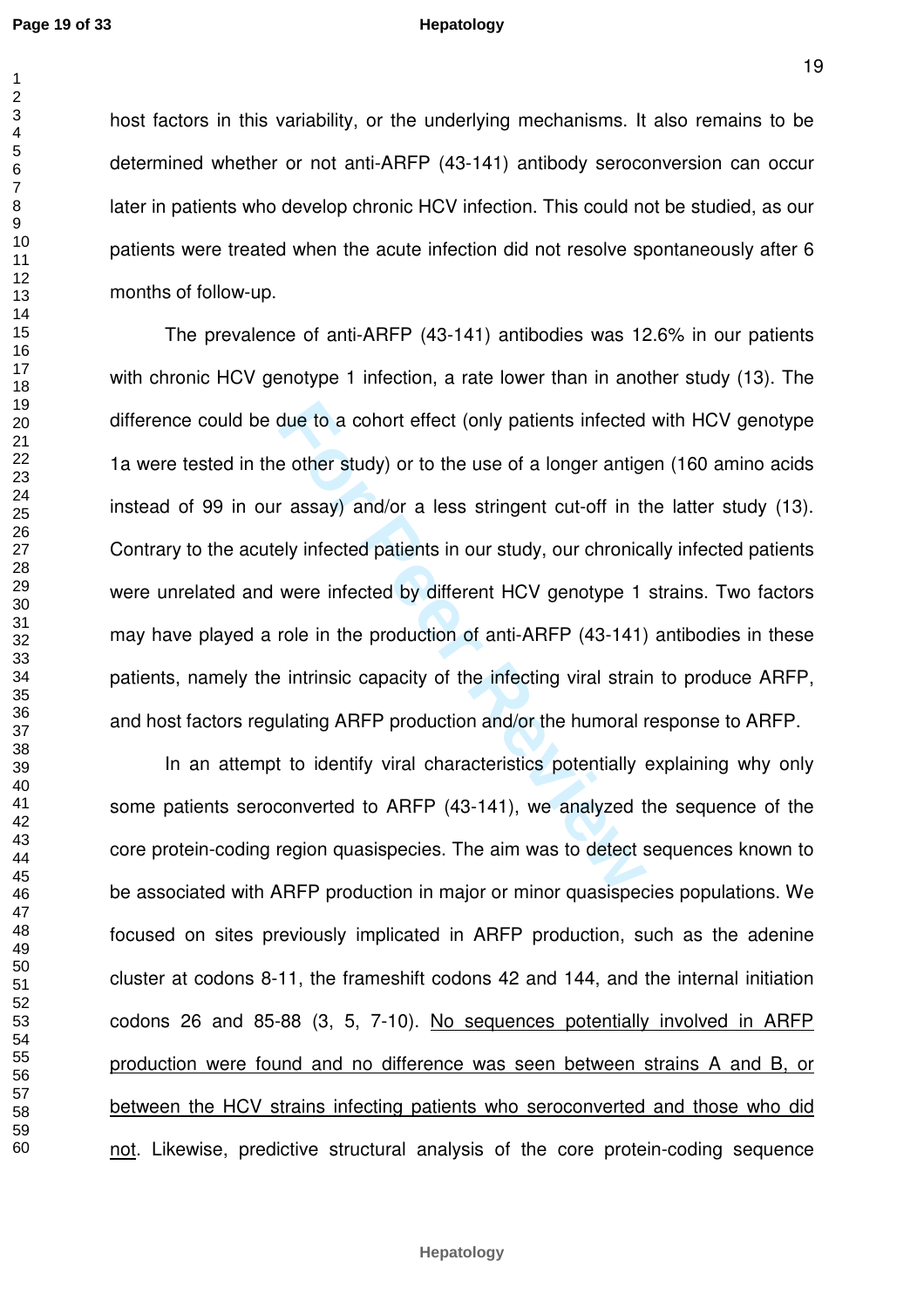host factors in this variability, or the underlying mechanisms. It also remains to be determined whether or not anti-ARFP (43-141) antibody seroconversion can occur later in patients who develop chronic HCV infection. This could not be studied, as our patients were treated when the acute infection did not resolve spontaneously after 6 months of follow-up.

The prevalence of anti-ARFP (43-141) antibodies was 12.6% in our patients with chronic HCV genotype 1 infection, a rate lower than in another study (13). The difference could be due to a cohort effect (only patients infected with HCV genotype 1a were tested in the other study) or to the use of a longer antigen (160 amino acids instead of 99 in our assay) and/or a less stringent cut-off in the latter study (13). Contrary to the acutely infected patients in our study, our chronically infected patients were unrelated and were infected by different HCV genotype 1 strains. Two factors may have played a role in the production of anti-ARFP (43-141) antibodies in these patients, namely the intrinsic capacity of the infecting viral strain to produce ARFP, and host factors regulating ARFP production and/or the humoral response to ARFP.

In an attempt to identify viral characteristics potentially explaining why only some patients seroconverted to ARFP (43-141), we analyzed the sequence of the core protein-coding region quasispecies. The aim was to detect sequences known to be associated with ARFP production in major or minor quasispecies populations. We focused on sites previously implicated in ARFP production, such as the adenine cluster at codons 8-11, the frameshift codons 42 and 144, and the internal initiation codons 26 and 85-88 (3, 5, 7-10). <u>No sequences potentially involved in ARFP production were found and no difference was seen between strains A and B, or between the HCV strains infecting patients who seroconverted and those who did not</u>. Likewise, predictive structural analysis of the core protein-coding sequence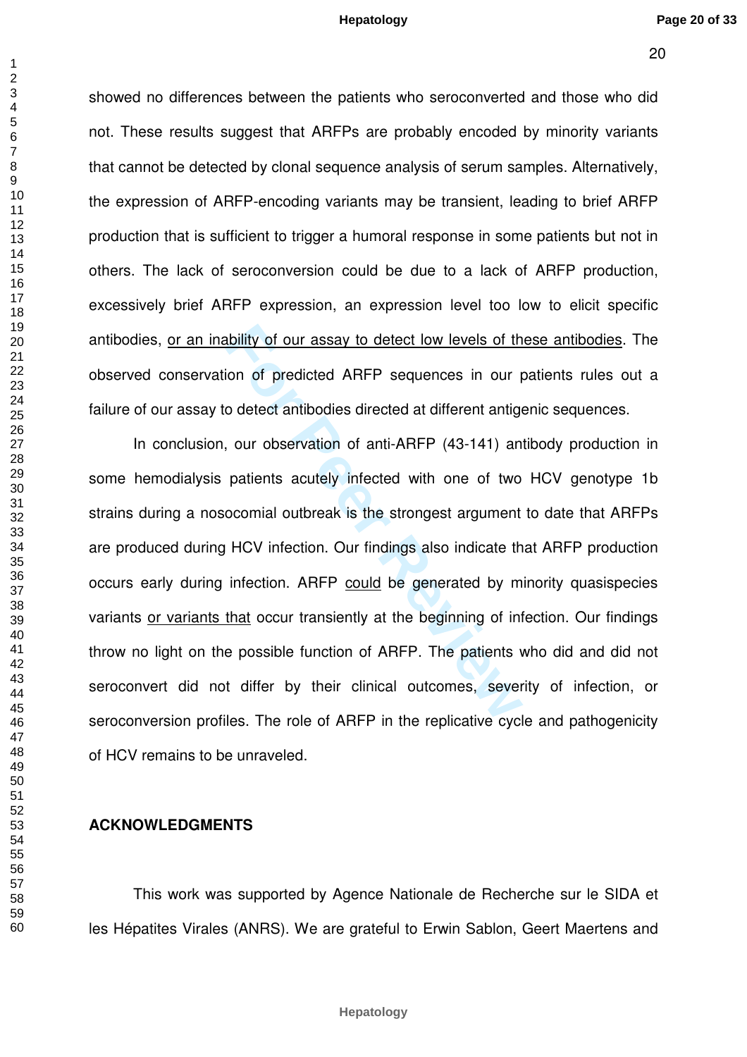showed no differences between the patients who seroconverted and those who did not. These results suggest that ARFPs are probably encoded by minority variants that cannot be detected by clonal sequence analysis of serum samples. Alternatively, the expression of ARFP-encoding variants may be transient, leading to brief ARFP production that is sufficient to trigger a humoral response in some patients but not in others. The lack of seroconversion could be due to a lack of ARFP production, excessively brief ARFP expression, an expression level too low to elicit specific antibodies, <u>or an inability of our assay to detect low levels of these antibodies</u>. The observed conservation of predicted ARFP sequences in our patients rules out a failure of our assay to detect antibodies directed at different antigenic sequences.

In conclusion, our observation of anti-ARFP (43-141) antibody production in some hemodialysis patients acutely infected with one of two HCV genotype 1b strains during a nosocomial outbreak is the strongest argument to date that ARFPs are produced during HCV infection. Our findings also indicate that ARFP production occurs early during infection. ARFP <u>could</u> be generated by minority quasispecies variants <u>or variants that</u> occur transiently at the beginning of infection. Our findings throw no light on the possible function of ARFP. The patients who did and did not seroconvert did not differ by their clinical outcomes, severity of infection, or seroconversion profiles. The role of ARFP in the replicative cycle and pathogenicity of HCV remains to be unraveled.

## ACKNOWLEDGMENTS

This work was supported by Agence Nationale de Recherche sur le SIDA et les Hépatites Virales (ANRS). We are grateful to Erwin Sablon, Geert Maertens and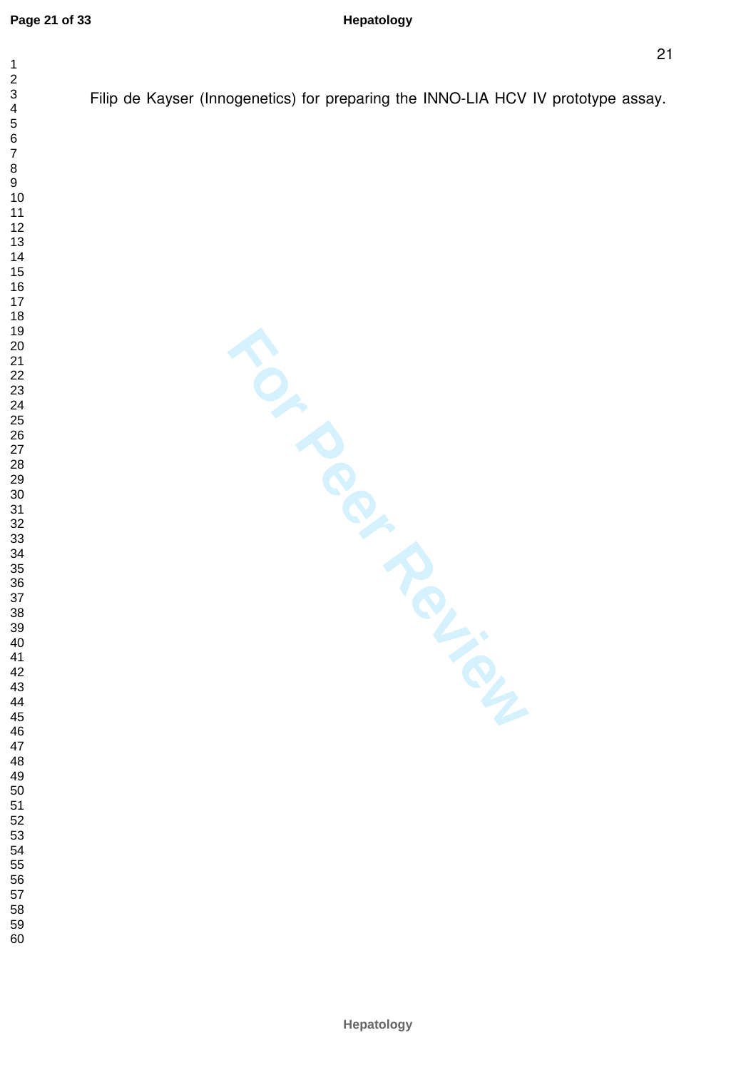Filip de Kayser (Innogenetics) for preparing the INNO-LIA HCV IV prototype assay.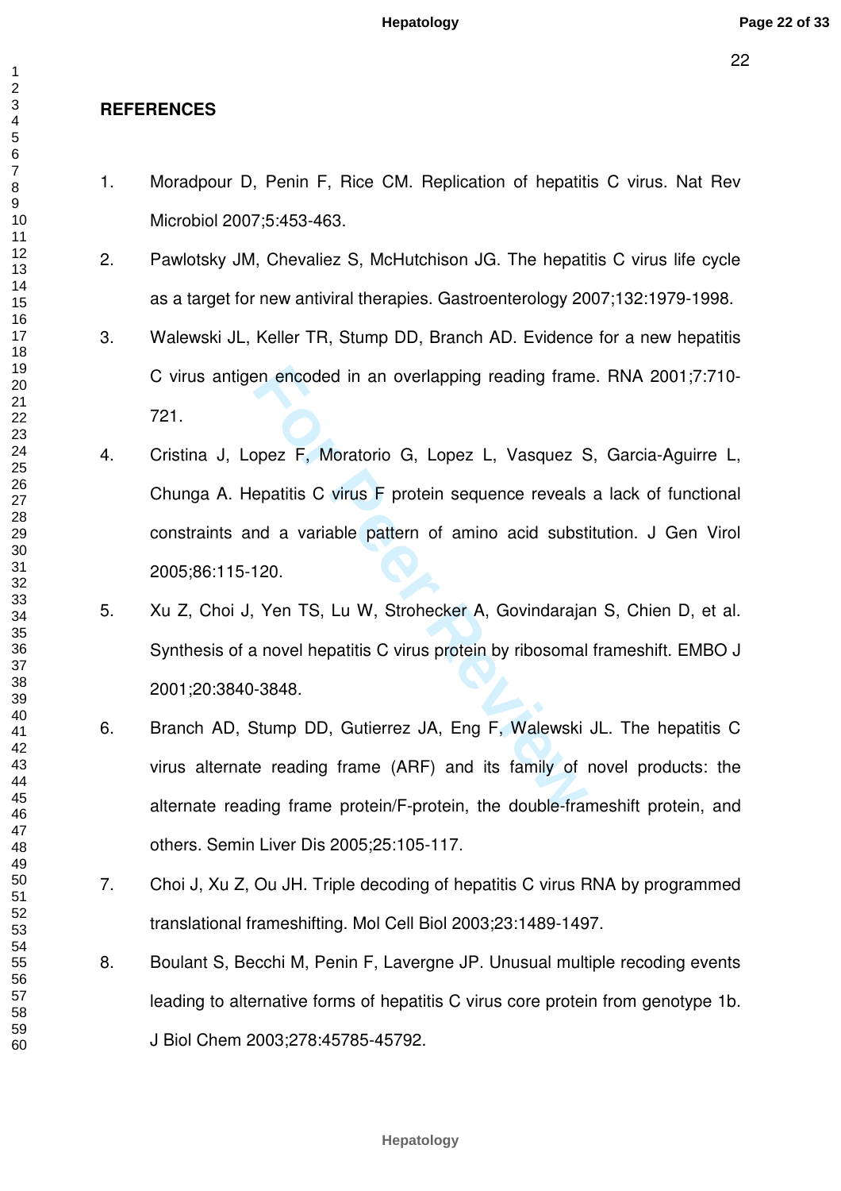## REFERENCES

1. Moradpour D, Penin F, Rice CM. Replication of hepatitis C virus. Nat Rev Microbiol 2007;5:453-463.
2. Pawlotsky JM, Chevaliez S, McHutchison JG. The hepatitis C virus life cycle as a target for new antiviral therapies. Gastroenterology 2007;132:1979-1998.
3. Walewski JL, Keller TR, Stump DD, Branch AD. Evidence for a new hepatitis C virus antigen encoded in an overlapping reading frame. RNA 2001;7:710-721.
4. Cristina J, Lopez F, Moratorio G, Lopez L, Vasquez S, Garcia-Aguirre L, Chunga A. Hepatitis C virus F protein sequence reveals a lack of functional constraints and a variable pattern of amino acid substitution. J Gen Virol 2005;86:115-120.
5. Xu Z, Choi J, Yen TS, Lu W, Strohecker A, Govindarajan S, Chien D, et al. Synthesis of a novel hepatitis C virus protein by ribosomal frameshift. EMBO J 2001;20:3840-3848.
6. Branch AD, Stump DD, Gutierrez JA, Eng F, Walewski JL. The hepatitis C virus alternate reading frame (ARF) and its family of novel products: the alternate reading frame protein/F-protein, the double-frameshift protein, and others. Semin Liver Dis 2005;25:105-117.
7. Choi J, Xu Z, Ou JH. Triple decoding of hepatitis C virus RNA by programmed translational frameshifting. Mol Cell Biol 2003;23:1489-1497.
8. Boulant S, Becchi M, Penin F, Lavergne JP. Unusual multiple recoding events leading to alternative forms of hepatitis C virus core protein from genotype 1b. J Biol Chem 2003;278:45785-45792.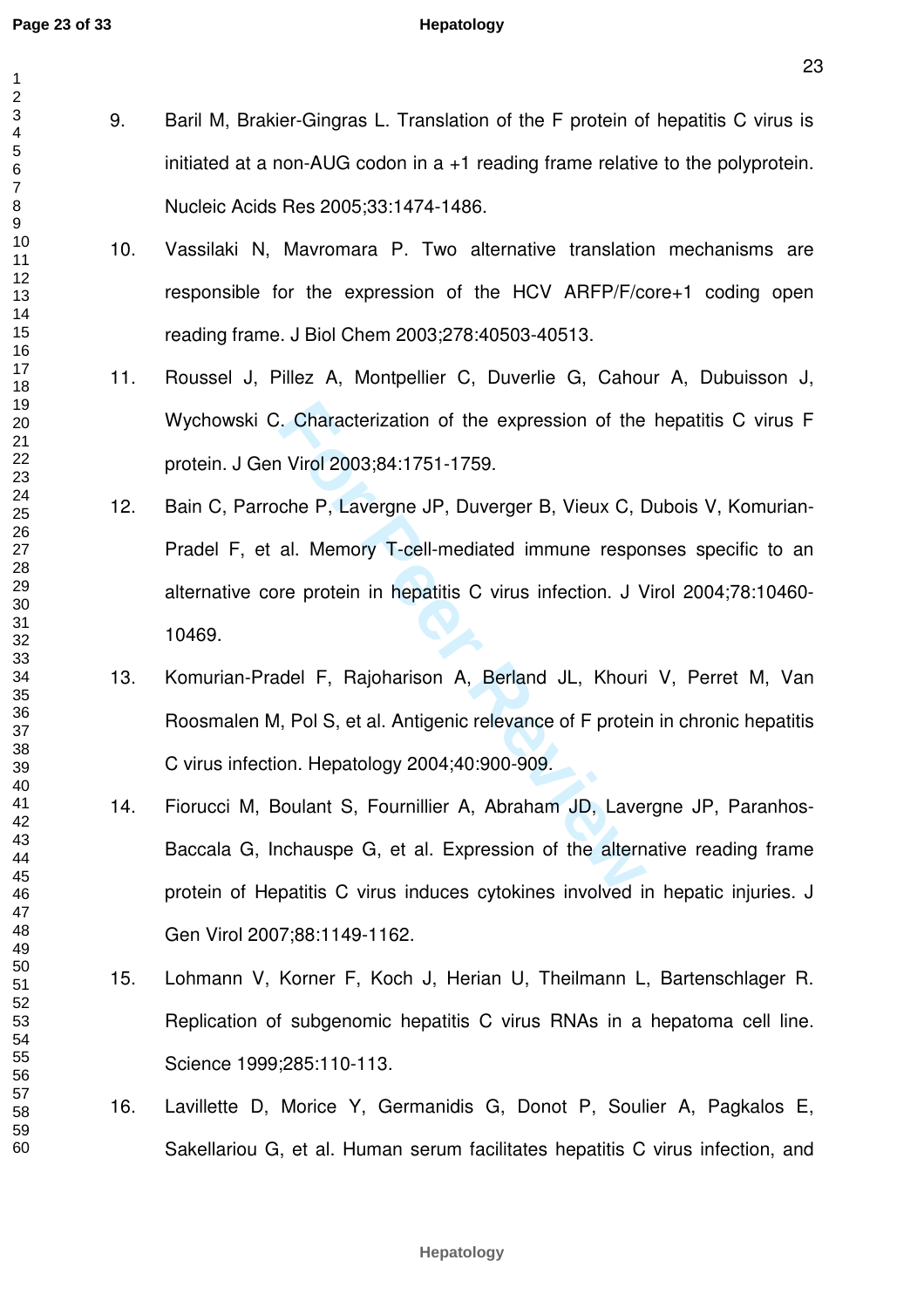9. Baril M, Brakier-Gingras L. Translation of the F protein of hepatitis C virus is initiated at a non-AUG codon in a +1 reading frame relative to the polyprotein. Nucleic Acids Res 2005;33:1474-1486.

10. Vassilaki N, Mavromara P. Two alternative translation mechanisms are responsible for the expression of the HCV ARFP/F/core+1 coding open reading frame. J Biol Chem 2003;278:40503-40513.

11. Roussel J, Pillez A, Montpellier C, Duverlie G, Cahour A, Dubuisson J, Wychowski C. Characterization of the expression of the hepatitis C virus F protein. J Gen Virol 2003;84:1751-1759.

12. Bain C, Parroche P, Lavergne JP, Duverger B, Vieux C, Dubois V, Komurian-Pradel F, et al. Memory T-cell-mediated immune responses specific to an alternative core protein in hepatitis C virus infection. J Virol 2004;78:10460-10469.

13. Komurian-Pradel F, Rajoharison A, Berland JL, Khouri V, Perret M, Van Roosmalen M, Pol S, et al. Antigenic relevance of F protein in chronic hepatitis C virus infection. Hepatology 2004;40:900-909.

14. Fiorucci M, Boulant S, Fournillier A, Abraham JD, Lavergne JP, Paranhos-Baccala G, Inchauspe G, et al. Expression of the alternative reading frame protein of Hepatitis C virus induces cytokines involved in hepatic injuries. J Gen Virol 2007;88:1149-1162.

15. Lohmann V, Korner F, Koch J, Herian U, Theilmann L, Bartenschlager R. Replication of subgenomic hepatitis C virus RNAs in a hepatoma cell line. Science 1999;285:110-113.

16. Lavillette D, Morice Y, Germanidis G, Donot P, Soulier A, Pagkalos E, Sakellariou G, et al. Human serum facilitates hepatitis C virus infection, and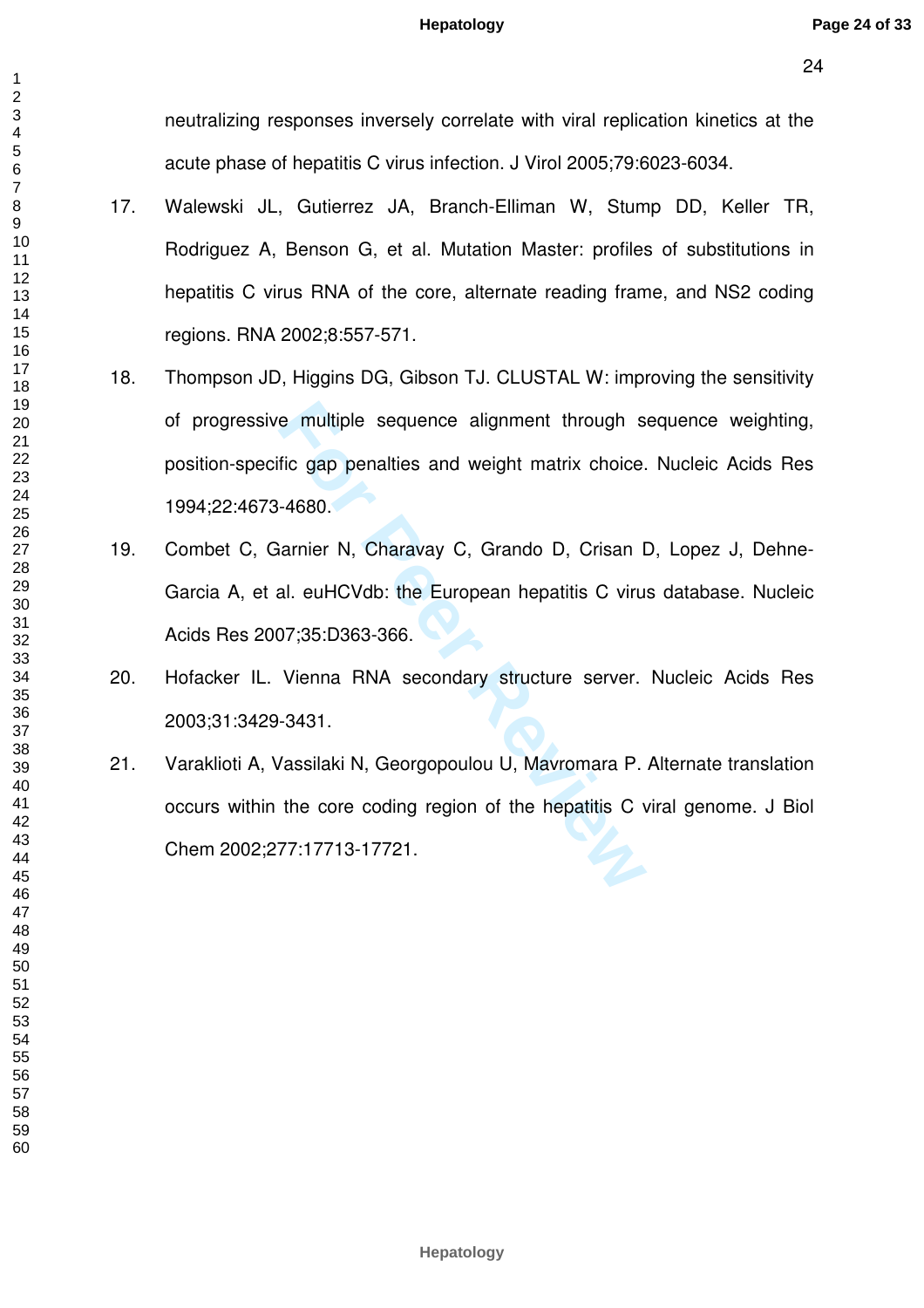neutralizing responses inversely correlate with viral replication kinetics at the acute phase of hepatitis C virus infection. J Virol 2005;79:6023-6034.

17. Walewski JL, Gutierrez JA, Branch-Elliman W, Stump DD, Keller TR, Rodriguez A, Benson G, et al. Mutation Master: profiles of substitutions in hepatitis C virus RNA of the core, alternate reading frame, and NS2 coding regions. RNA 2002;8:557-571.

18. Thompson JD, Higgins DG, Gibson TJ. CLUSTAL W: improving the sensitivity of progressive multiple sequence alignment through sequence weighting, position-specific gap penalties and weight matrix choice. Nucleic Acids Res 1994;22:4673-4680.

19. Combet C, Garnier N, Charavay C, Grando D, Crisan D, Lopez J, Dehne-Garcia A, et al. euHCVdb: the European hepatitis C virus database. Nucleic Acids Res 2007;35:D363-366.

20. Hofacker IL. Vienna RNA secondary structure server. Nucleic Acids Res 2003;31:3429-3431.

21. Varaklioti A, Vassilaki N, Georgopoulou U, Mavromara P. Alternate translation occurs within the core coding region of the hepatitis C viral genome. J Biol Chem 2002;277:17713-17721.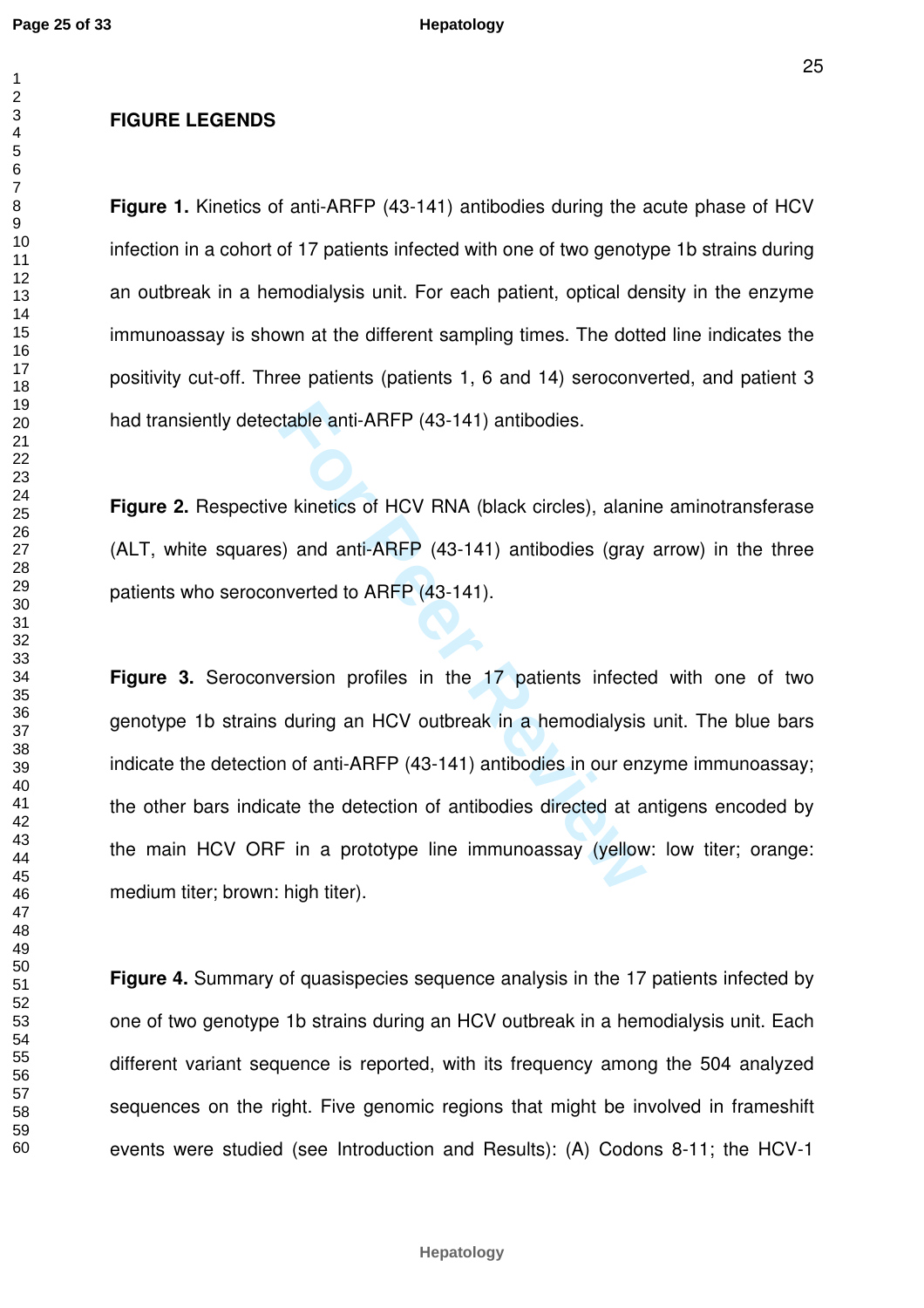**FIGURE LEGENDS**

**Figure 1.** Kinetics of anti-ARFP (43-141) antibodies during the acute phase of HCV infection in a cohort of 17 patients infected with one of two genotype 1b strains during an outbreak in a hemodialysis unit. For each patient, optical density in the enzyme immunoassay is shown at the different sampling times. The dotted line indicates the positivity cut-off. Three patients (patients 1, 6 and 14) seroconverted, and patient 3 had transiently detectable anti-ARFP (43-141) antibodies.

**Figure 2.** Respective kinetics of HCV RNA (black circles), alanine aminotransferase (ALT, white squares) and anti-ARFP (43-141) antibodies (gray arrow) in the three patients who seroconverted to ARFP (43-141).

**Figure 3.** Seroconversion profiles in the 17 patients infected with one of two genotype 1b strains during an HCV outbreak in a hemodialysis unit. The blue bars indicate the detection of anti-ARFP (43-141) antibodies in our enzyme immunoassay; the other bars indicate the detection of antibodies directed at antigens encoded by the main HCV ORF in a prototype line immunoassay (yellow: low titer; orange: medium titer; brown: high titer).

**Figure 4.** Summary of quasispecies sequence analysis in the 17 patients infected by one of two genotype 1b strains during an HCV outbreak in a hemodialysis unit. Each different variant sequence is reported, with its frequency among the 504 analyzed sequences on the right. Five genomic regions that might be involved in frameshift events were studied (see Introduction and Results): (A) Codons 8-11; the HCV-1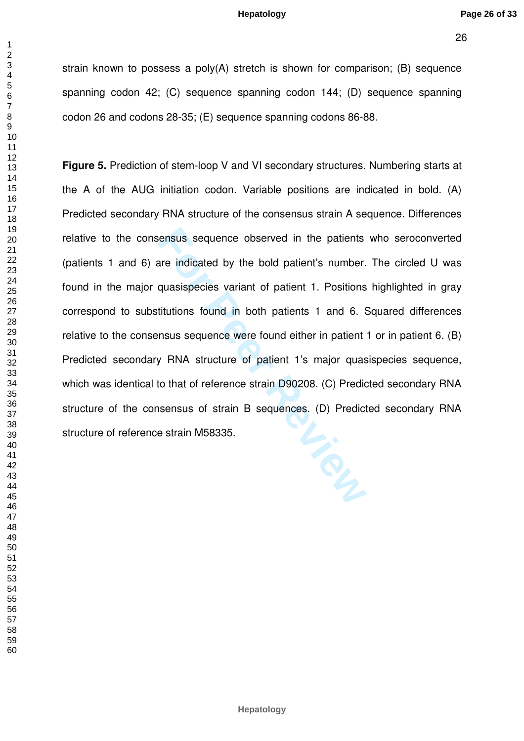strain known to possess a poly(A) stretch is shown for comparison; (B) sequence spanning codon 42; (C) sequence spanning codon 144; (D) sequence spanning codon 26 and codons 28-35; (E) sequence spanning codons 86-88.

**Figure 5.** Prediction of stem-loop V and VI secondary structures. Numbering starts at the A of the AUG initiation codon. Variable positions are indicated in bold. (A) Predicted secondary RNA structure of the consensus strain A sequence. Differences relative to the consensus sequence observed in the patients who seroconverted (patients 1 and 6) are indicated by the bold patient's number. The circled U was found in the major quasispecies variant of patient 1. Positions highlighted in gray correspond to substitutions found in both patients 1 and 6. Squared differences relative to the consensus sequence were found either in patient 1 or in patient 6. (B) Predicted secondary RNA structure of patient 1's major quasispecies sequence, which was identical to that of reference strain D90208. (C) Predicted secondary RNA structure of the consensus of strain B sequences. (D) Predicted secondary RNA structure of reference strain M58335.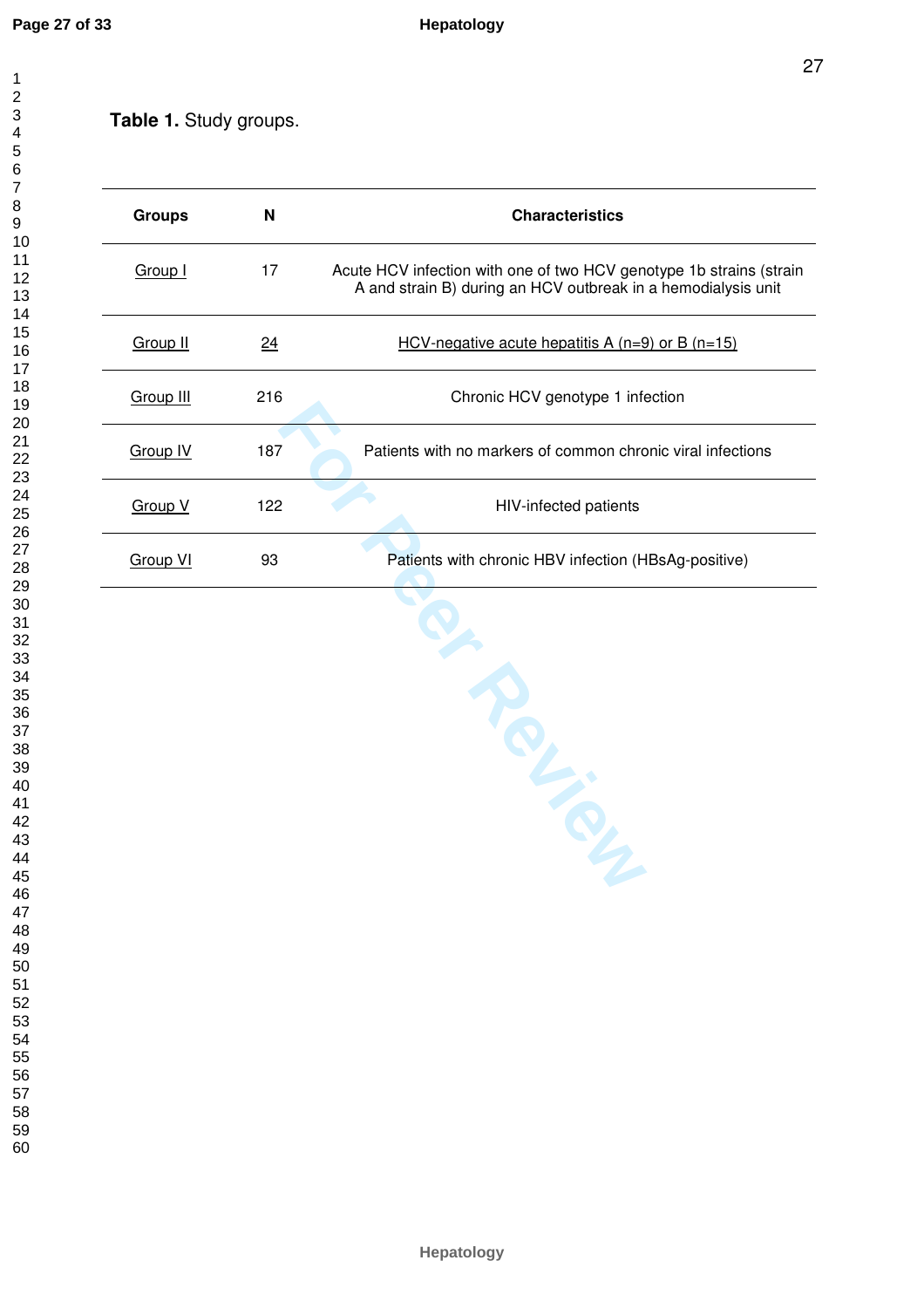**Table 1.** Study groups.

| Groups | N | Characteristics |
|---|---|---|
| Group I | 17 | Acute HCV infection with one of two HCV genotype 1b strains (strain A and strain B) during an HCV outbreak in a hemodialysis unit |
| Group II | 24 | HCV-negative acute hepatitis A (n=9) or B (n=15) |
| Group III | 216 | Chronic HCV genotype 1 infection |
| Group IV | 187 | Patients with no markers of common chronic viral infections |
| Group V | 122 | HIV-infected patients |
| Group VI | 93 | Patients with chronic HBV infection (HBsAg-positive) |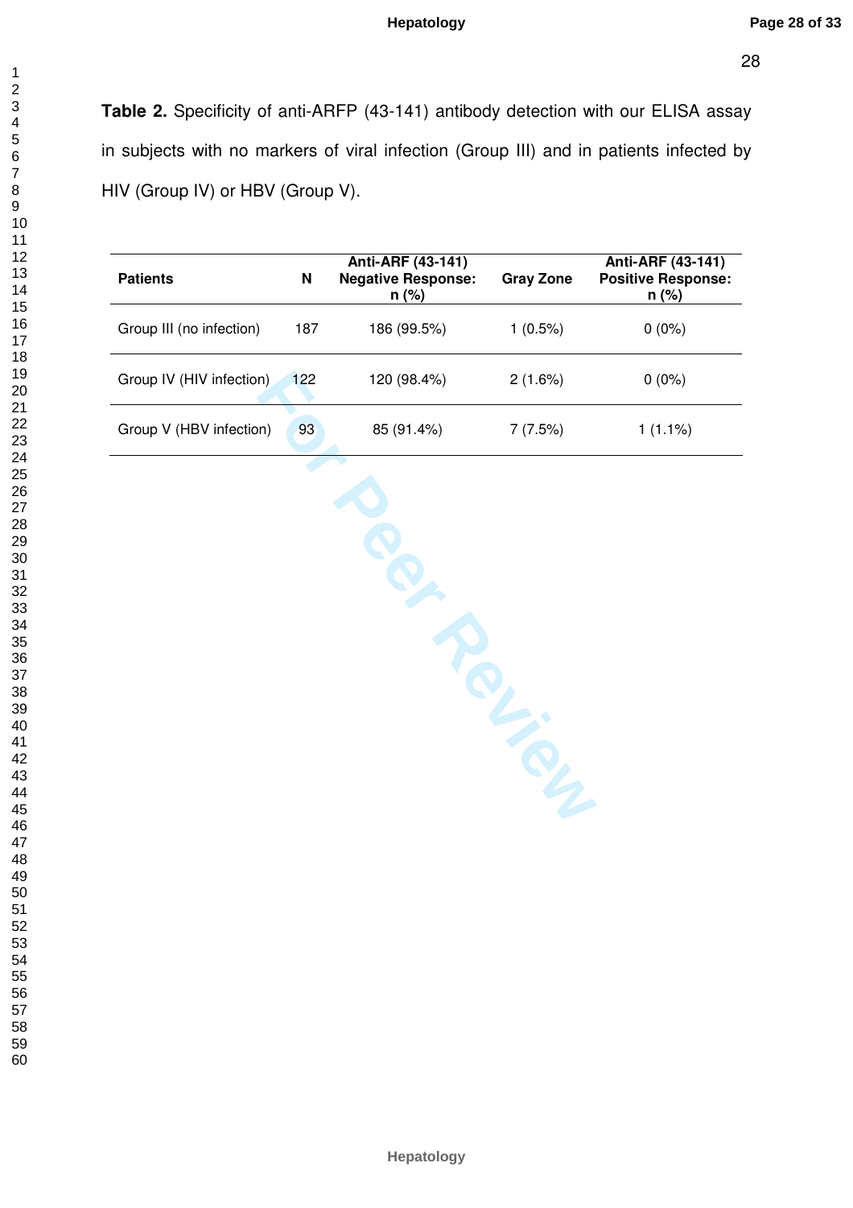**Table 2.** Specificity of anti-ARFP (43-141) antibody detection with our ELISA assay in subjects with no markers of viral infection (Group III) and in patients infected by HIV (Group IV) or HBV (Group V).

| Patients | N | Anti-ARF (43-141) Negative Response: n (%) | Gray Zone | Anti-ARF (43-141) Positive Response: n (%) |
|---|---|---|---|---|
| Group III (no infection) | 187 | 186 (99.5%) | 1 (0.5%) | 0 (0%) |
| Group IV (HIV infection) | 122 | 120 (98.4%) | 2 (1.6%) | 0 (0%) |
| Group V (HBV infection) | 93 | 85 (91.4%) | 7 (7.5%) | 1 (1.1%) |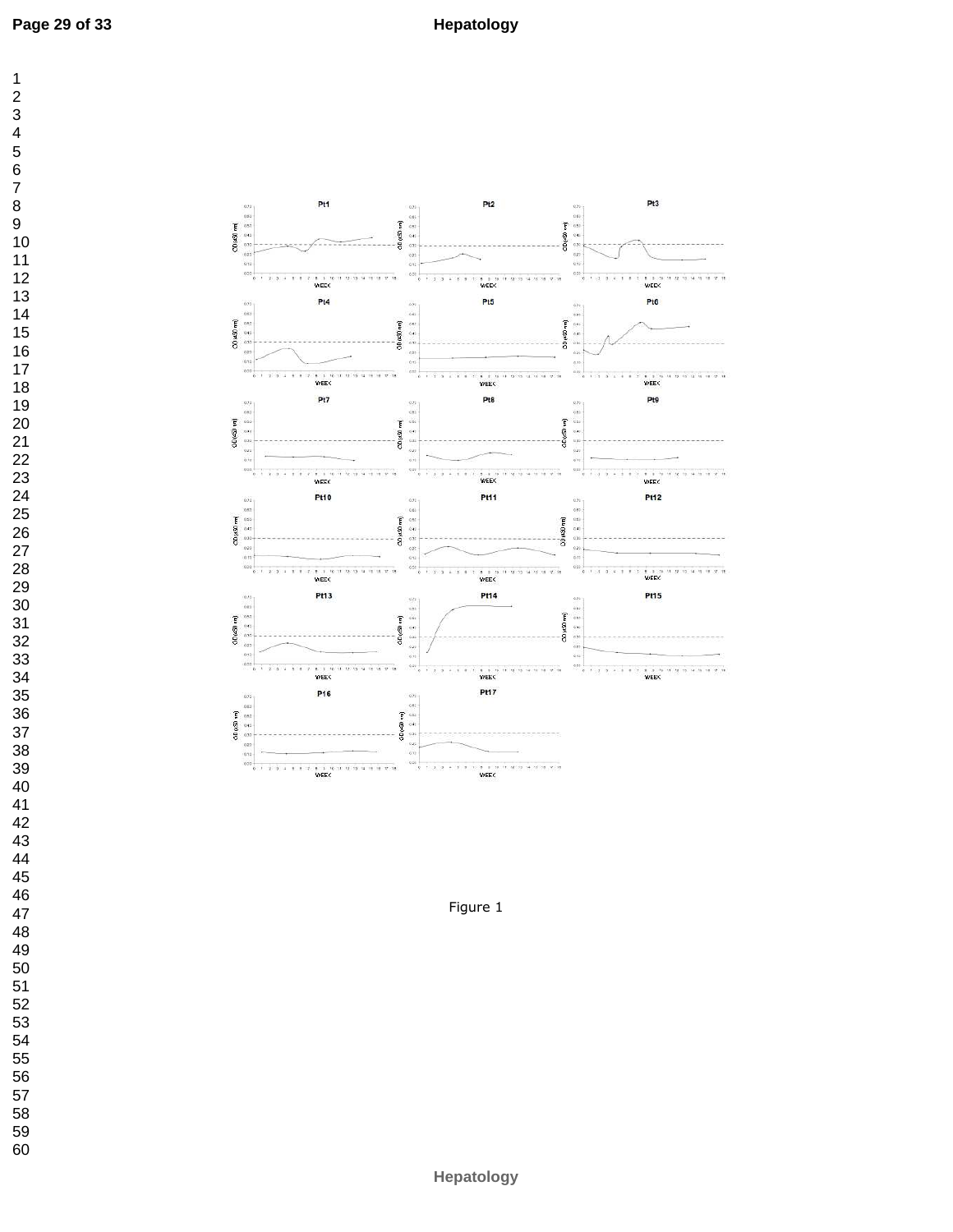Figure 1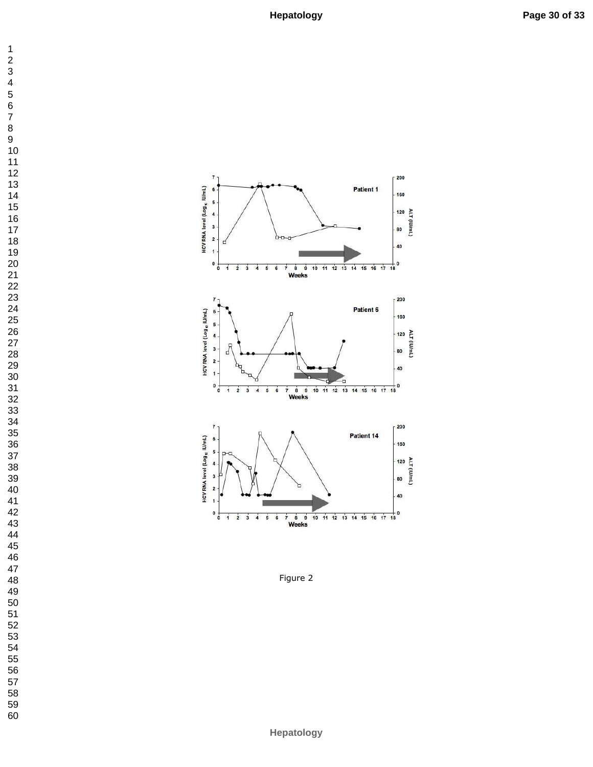Figure 2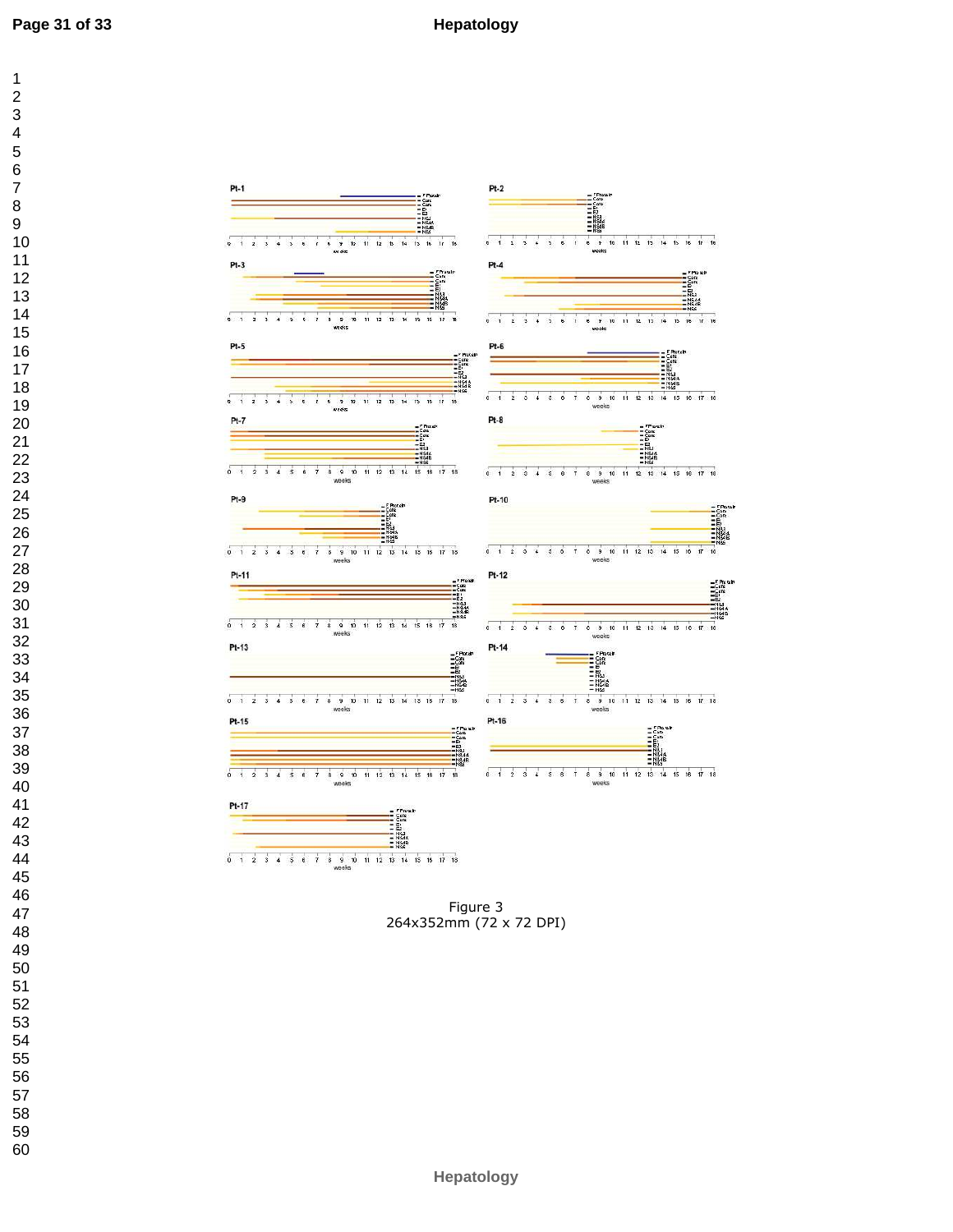Figure 3
264x352mm (72 x 72 DPI)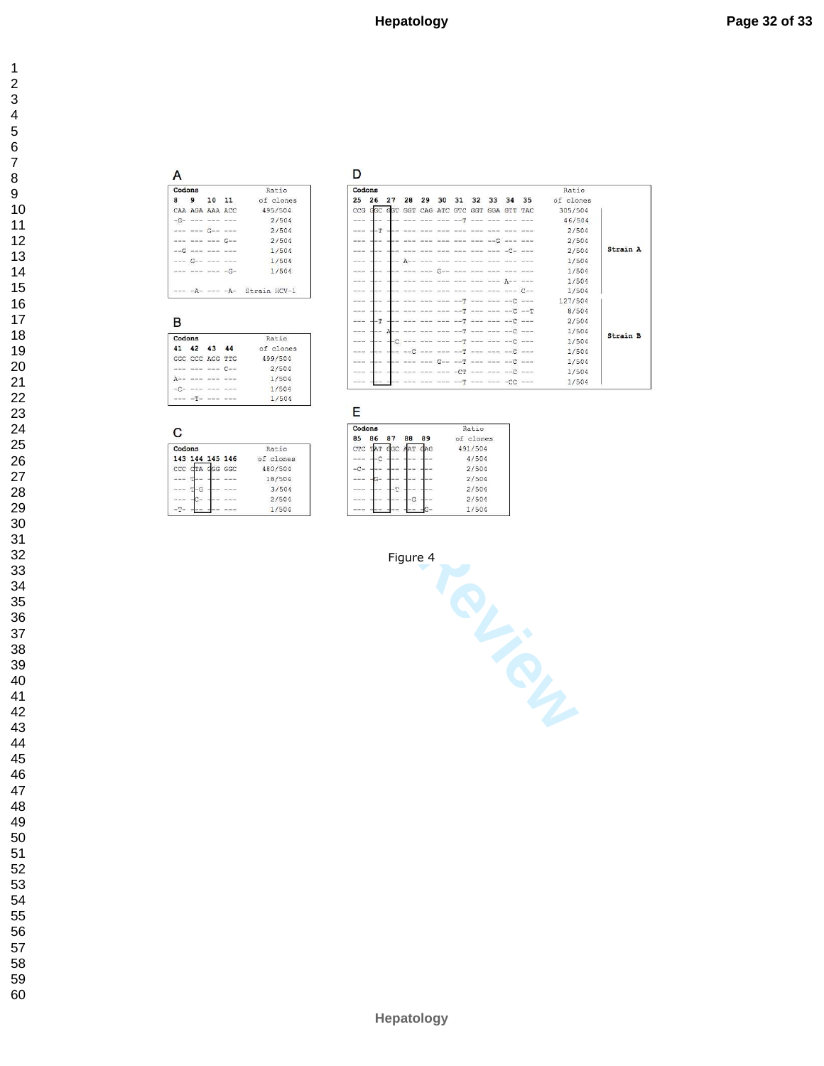A

| Codons 8 | 9 | 10 | 11 | Ratio of clones |
|---|---|---|---|---|
| CAA | AGA | AAA | ACC | 495/504 |
| -G- | --- | --- | --- | 2/504 |
| --- | --- | G-- | --- | 2/504 |
| --- | --- | --- | G-- | 2/504 |
| --G | --- | --- | --- | 1/504 |
| --- | G-- | --- | --- | 1/504 |
| --- | --- | --- | -G- | 1/504 |
| --- | -A- | --- | -A- | Strain HCV-1 |

B

| Codons 41 | 42 | 43 | 44 | Ratio of clones |
|---|---|---|---|---|
| GGC | CCC | AGG | TTG | 499/504 |
| --- | --- | --- | C-- | 2/504 |
| A-- | --- | --- | --- | 1/504 |
| -C- | --- | --- | --- | 1/504 |
| --- | -T- | --- | --- | 1/504 |

C

| Codons 143 | 144 | 145 | 146 | Ratio of clones |
|---|---|---|---|---|
| CCC | CTA | GGG | GGC | 480/504 |
| --- | T-- | --- | --- | 18/504 |
| --- | T-G | --- | --- | 3/504 |
| --- | -C- | --- | --- | 2/504 |
| -T- | --- | --- | --- | 1/504 |

D

| Codons 25 | 26 | 27 | 28 | 29 | 30 | 31 | 32 | 33 | 34 | 35 | Ratio of clones | |
|---|---|---|---|---|---|---|---|---|---|---|---|---|
| CCG | GGC | GGT | GGT | CAG | ATC | GTC | GGT | GGA | GTT | TAC | 305/504 | |
| --- | --- | --- | --- | --- | --- | --T | --- | --- | --- | --- | 46/504 | Strain A |
| --- | --T | --- | --- | --- | --- | --- | --- | --- | --- | --- | 2/504 | |
| --- | --- | --- | --- | --- | --- | --- | --- | --G | --- | --- | 2/504 | |
| --- | --- | --- | --- | --- | --- | --- | --- | --- | -C- | --- | 2/504 | |
| --- | --- | --- | A-- | --- | --- | --- | --- | --- | --- | --- | 1/504 | |
| --- | --- | --- | --- | --- | G-- | --- | --- | --- | --- | --- | 1/504 | |
| --- | --- | --- | --- | --- | --- | --- | --- | --- | A-- | --- | 1/504 | |
| --- | --- | --- | --- | --- | --- | --- | --- | --- | --- | C-- | 1/504 | |
| --- | --- | --- | --- | --- | --- | --T | --- | --- | --C | --- | 127/504 | Strain B |
| --- | --- | --- | --- | --- | --- | --T | --- | --- | --C | --T | 8/504 | |
| --- | --T | --- | --- | --- | --- | --T | --- | --- | --C | --- | 2/504 | |
| --- | --- | A-- | --- | --- | --- | --T | --- | --- | --C | --- | 1/504 | |
| --- | --- | -C- | --- | --- | --- | --T | --- | --- | --C | --- | 1/504 | |
| --- | --- | --- | --C | --- | --- | --T | --- | --- | --C | --- | 1/504 | |
| --- | --- | --- | --- | --- | G-- | --T | --- | --- | --C | --- | 1/504 | |
| --- | --- | --- | --- | --- | --- | -CT | --- | --- | --C | --- | 1/504 | |
| --- | --- | --- | --- | --- | --- | --T | --- | --- | -CC | --- | 1/504 | |

E

| Codons 85 | 86 | 87 | 88 | 89 | Ratio of clones |
|---|---|---|---|---|---|
| CTC | TAT | GGC | AAT | GAG | 491/504 |
| --- | --C | --- | --- | --- | 4/504 |
| -C- | --- | --- | --- | --- | 2/504 |
| --- | -G- | --- | --- | --- | 2/504 |
| --- | --- | -T- | --- | --- | 2/504 |
| --- | --- | --- | -G | --- | 2/504 |
| --- | --- | --- | --- | -G- | 1/504 |

Figure 4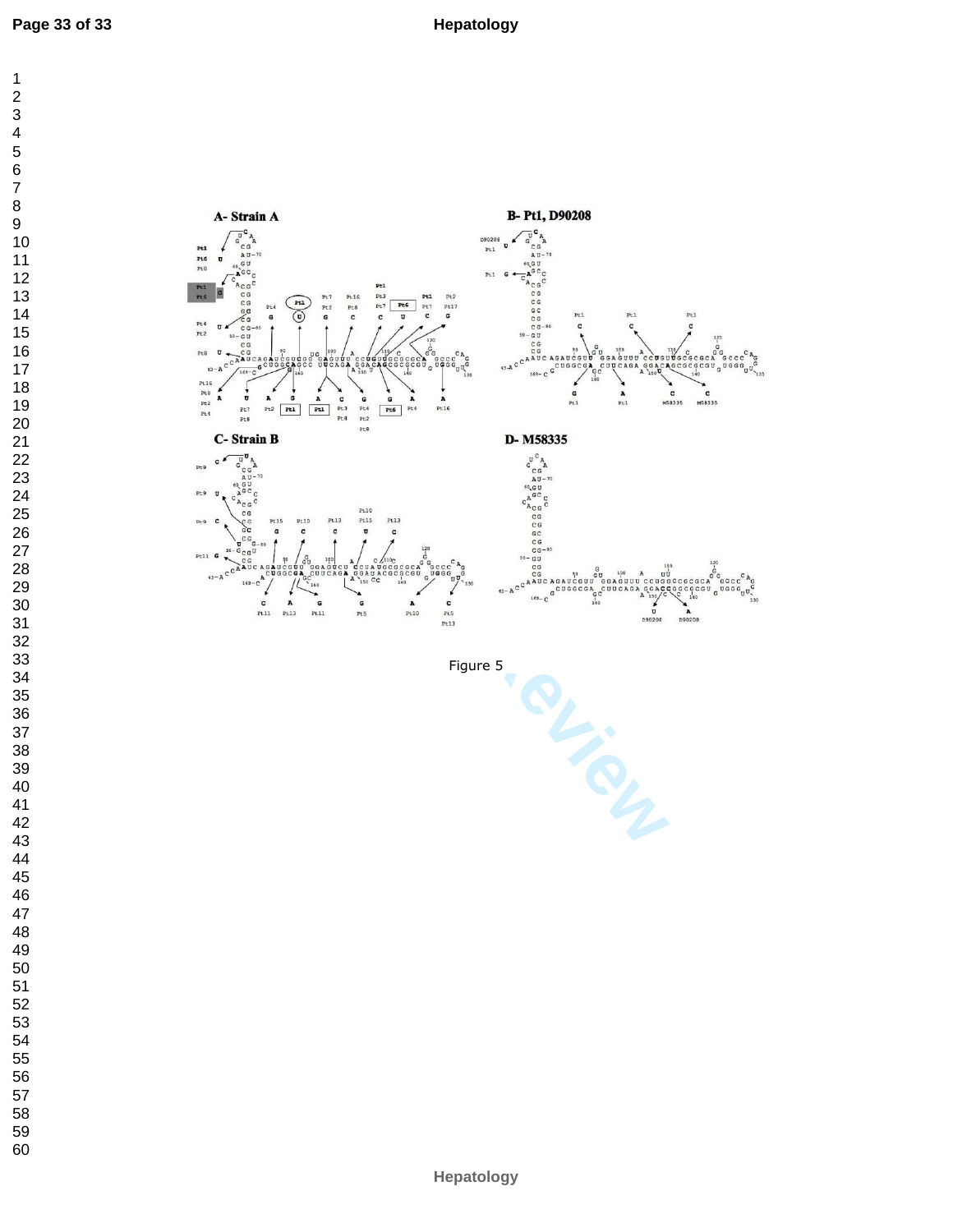A- Strain A

B- Pt1, D90208

C- Strain B

D- M58335

Figure 5